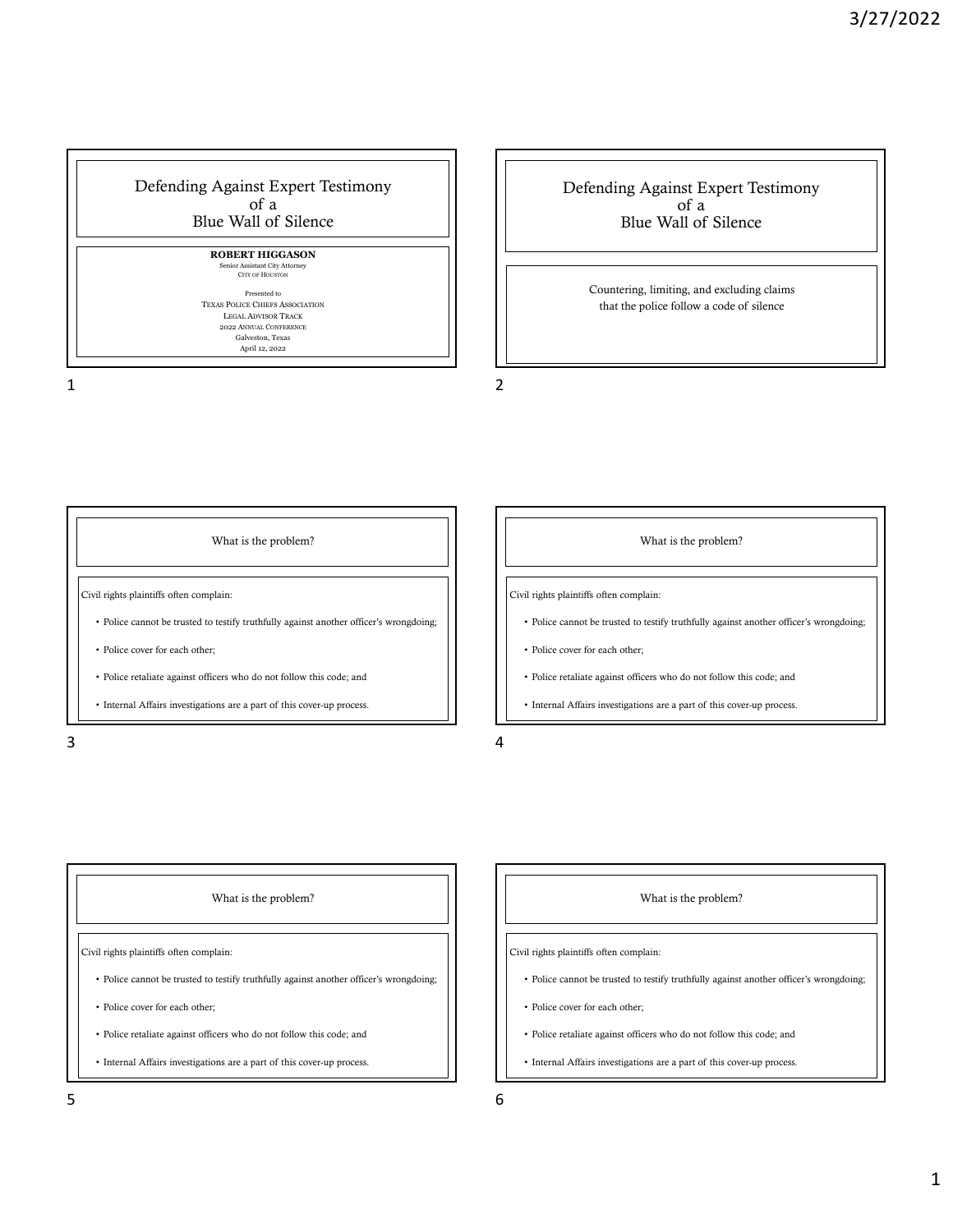# Defending Against Expert Testimony of a Blue Wall of Silence

**ROBERT HIGGASON**
Senior Assistant City Attorney
City of Houston

Presented to
Texas Police Chiefs Association
Legal Advisor Track
2022 Annual Conference
Galveston, Texas
April 12, 2022

# Defending Against Expert Testimony of a Blue Wall of Silence

Countering, limiting, and excluding claims that the police follow a code of silence

## What is the problem?

Civil rights plaintiffs often complain:

- Police cannot be trusted to testify truthfully against another officer's wrongdoing;
- Police cover for each other;
- Police retaliate against officers who do not follow this code; and
- Internal Affairs investigations are a part of this cover-up process.

## What is the problem?

Civil rights plaintiffs often complain:

- Police cannot be trusted to testify truthfully against another officer's wrongdoing;
- Police cover for each other;
- Police retaliate against officers who do not follow this code; and
- Internal Affairs investigations are a part of this cover-up process.

## What is the problem?

Civil rights plaintiffs often complain:

- Police cannot be trusted to testify truthfully against another officer's wrongdoing;
- Police cover for each other;
- Police retaliate against officers who do not follow this code; and
- Internal Affairs investigations are a part of this cover-up process.

## What is the problem?

Civil rights plaintiffs often complain:

- Police cannot be trusted to testify truthfully against another officer's wrongdoing;
- Police cover for each other;
- Police retaliate against officers who do not follow this code; and
- Internal Affairs investigations are a part of this cover-up process.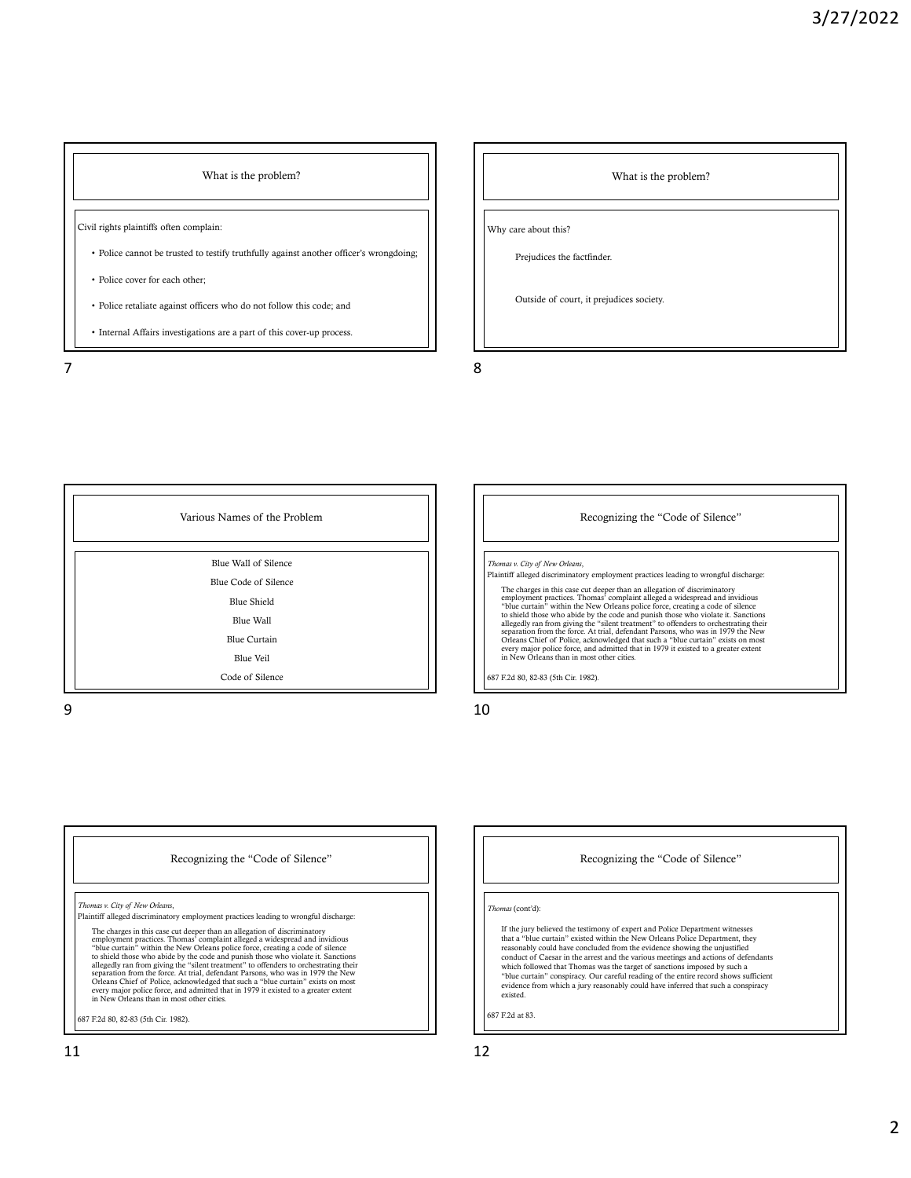## What is the problem?

Civil rights plaintiffs often complain:

- Police cannot be trusted to testify truthfully against another officer's wrongdoing;
- Police cover for each other;
- Police retaliate against officers who do not follow this code; and
- Internal Affairs investigations are a part of this cover-up process.

## What is the problem?

Why care about this?

Prejudices the factfinder.

Outside of court, it prejudices society.

## Various Names of the Problem

Blue Wall of Silence

Blue Code of Silence

Blue Shield

Blue Wall

Blue Curtain

Blue Veil

Code of Silence

## Recognizing the "Code of Silence"

*Thomas v. City of New Orleans*,
Plaintiff alleged discriminatory employment practices leading to wrongful discharge:

> The charges in this case cut deeper than an allegation of discriminatory employment practices. Thomas' complaint alleged a widespread and invidious "blue curtain" within the New Orleans police force, creating a code of silence to shield those who abide by the code and punish those who violate it. Sanctions allegedly ran from giving the "silent treatment" to offenders to orchestrating their separation from the force. At trial, defendant Parsons, who was in 1979 the New Orleans Chief of Police, acknowledged that such a "blue curtain" exists on most every major police force, and admitted that in 1979 it existed to a greater extent in New Orleans than in most other cities.

687 F.2d 80, 82-83 (5th Cir. 1982).

## Recognizing the "Code of Silence"

*Thomas v. City of New Orleans*,
Plaintiff alleged discriminatory employment practices leading to wrongful discharge:

> The charges in this case cut deeper than an allegation of discriminatory employment practices. Thomas' complaint alleged a widespread and invidious "blue curtain" within the New Orleans police force, creating a code of silence to shield those who abide by the code and punish those who violate it. Sanctions allegedly ran from giving the "silent treatment" to offenders to orchestrating their separation from the force. At trial, defendant Parsons, who was in 1979 the New Orleans Chief of Police, acknowledged that such a "blue curtain" exists on most every major police force, and admitted that in 1979 it existed to a greater extent in New Orleans than in most other cities.

687 F.2d 80, 82-83 (5th Cir. 1982).

## Recognizing the "Code of Silence"

*Thomas* (cont'd):

> If the jury believed the testimony of expert and Police Department witnesses that a "blue curtain" existed within the New Orleans Police Department, they reasonably could have concluded from the evidence showing the unjustified conduct of Caesar in the arrest and the various meetings and actions of defendants which followed that Thomas was the target of sanctions imposed by such a "blue curtain" conspiracy. Our careful reading of the entire record shows sufficient evidence from which a jury reasonably could have inferred that such a conspiracy existed.

687 F.2d at 83.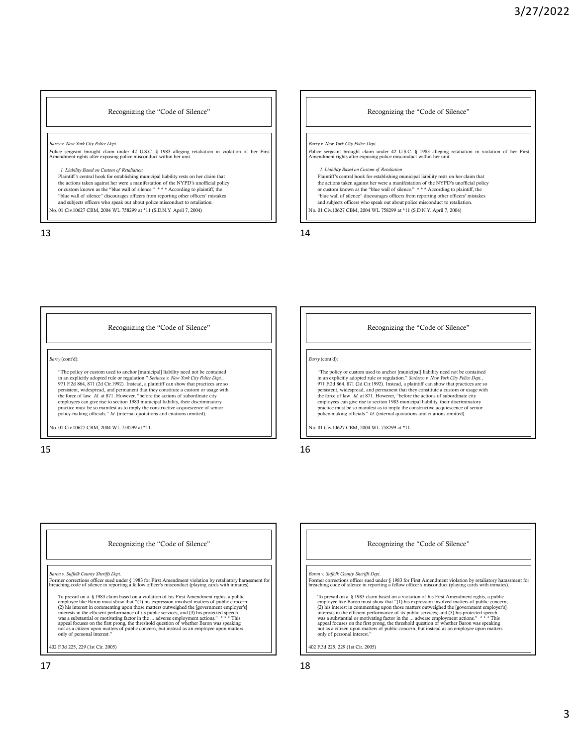## Recognizing the "Code of Silence"

*Barry v. New York City Police Dept.*

Police sergeant brought claim under 42 U.S.C. § 1983 alleging retaliation in violation of her First Amendment rights after exposing police misconduct within her unit.

> *1. Liability Based on Custom of Retaliation*
> Plaintiff's central hook for establishing municipal liability rests on her claim that the actions taken against her were a manifestation of the NYPD's unofficial policy or custom known as the "blue wall of silence." * * * According to plaintiff, the "blue wall of silence" discourages officers from reporting other officers' mistakes and subjects officers who speak out about police misconduct to retaliation.

No. 01 Civ.10627 CBM, 2004 WL 758299 at *11 (S.D.N.Y. April 7, 2004)

## Recognizing the "Code of Silence"

*Barry v. New York City Police Dept.*

Police sergeant brought claim under 42 U.S.C. § 1983 alleging retaliation in violation of her First Amendment rights after exposing police misconduct within her unit.

> *1. Liability Based on Custom of Retaliation*
> Plaintiff's central hook for establishing municipal liability rests on her claim that the actions taken against her were a manifestation of the NYPD's unofficial policy or custom known as the "blue wall of silence." * * * According to plaintiff, the "blue wall of silence" discourages officers from reporting other officers' mistakes and subjects officers who speak out about police misconduct to retaliation.

No. 01 Civ.10627 CBM, 2004 WL 758299 at *11 (S.D.N.Y. April 7, 2004)

## Recognizing the "Code of Silence"

*Barry* (cont'd):

> "The policy or custom used to anchor [municipal] liability need not be contained in an explicitly adopted rule or regulation." *Sorlucco v. New York City Police Dept.*, 971 F.2d 864, 871 (2d Cir.1992). Instead, a plaintiff can show that practices are so persistent, widespread, and permanent that they constitute a custom or usage with the force of law. *Id.* at 871. However, "before the actions of subordinate city employees can give rise to section 1983 municipal liability, their discriminatory practice must be so manifest as to imply the constructive acquiescence of senior policy-making officials." *Id*. (internal quotations and citations omitted).

No. 01 Civ.10627 CBM, 2004 WL 758299 at *11.

## Recognizing the "Code of Silence"

*Barry* (cont'd):

> "The policy or custom used to anchor [municipal] liability need not be contained in an explicitly adopted rule or regulation." *Sorlucco v. New York City Police Dept.*, 971 F.2d 864, 871 (2d Cir.1992). Instead, a plaintiff can show that practices are so persistent, widespread, and permanent that they constitute a custom or usage with the force of law. *Id.* at 871. However, "before the actions of subordinate city employees can give rise to section 1983 municipal liability, their discriminatory practice must be so manifest as to imply the constructive acquiescence of senior policy-making officials." *Id*. (internal quotations and citations omitted).

No. 01 Civ.10627 CBM, 2004 WL 758299 at *11.

## Recognizing the "Code of Silence"

*Baron v. Suffolk County Sheriffs Dept.*

Former corrections officer sued under § 1983 for First Amendment violation by retaliatory harassment for breaching code of silence in reporting a fellow officer's misconduct (playing cards with inmates).

> To prevail on a § 1983 claim based on a violation of his First Amendment rights, a public employee like Baron must show that "(1) his expression involved matters of public concern; (2) his interest in commenting upon those matters outweighed the [government employer's] interests in the efficient performance of its public services; and (3) his protected speech was a substantial or motivating factor in the ... adverse employment actions." * * * This appeal focuses on the first prong, the threshold question of whether Baron was speaking not as a citizen upon matters of public concern, but instead as an employee upon matters only of personal interest."

402 F.3d 225, 229 (1st Cir. 2005)

## Recognizing the "Code of Silence"

*Baron v. Suffolk County Sheriffs Dept.*

Former corrections officer sued under § 1983 for First Amendment violation by retaliatory harassment for breaching code of silence in reporting a fellow officer's misconduct (playing cards with inmates).

> To prevail on a § 1983 claim based on a violation of his First Amendment rights, a public employee like Baron must show that "(1) his expression involved matters of public concern; (2) his interest in commenting upon those matters outweighed the [government employer's] interests in the efficient performance of its public services; and (3) his protected speech was a substantial or motivating factor in the ... adverse employment actions." * * * This appeal focuses on the first prong, the threshold question of whether Baron was speaking not as a citizen upon matters of public concern, but instead as an employee upon matters only of personal interest."

402 F.3d 225, 229 (1st Cir. 2005)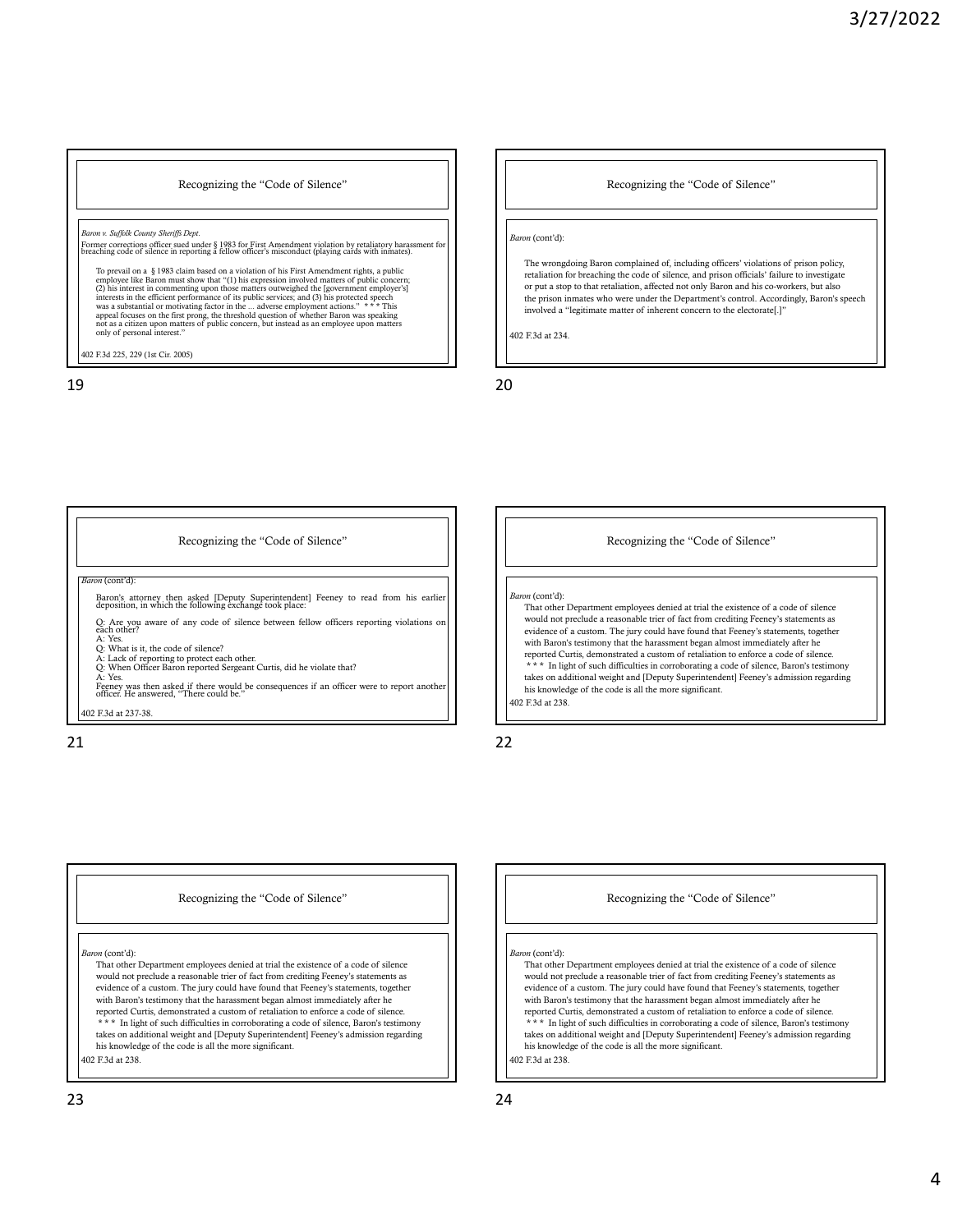## Recognizing the "Code of Silence"

*Baron v. Suffolk County Sheriffs Dept.*

Former corrections officer sued under § 1983 for First Amendment violation by retaliatory harassment for breaching code of silence in reporting a fellow officer's misconduct (playing cards with inmates).

To prevail on a § 1983 claim based on a violation of his First Amendment rights, a public employee like Baron must show that "(1) his expression involved matters of public concern; (2) his interest in commenting upon those matters outweighed the [government employer's] interests in the efficient performance of its public services; and (3) his protected speech was a substantial or motivating factor in the ... adverse employment actions." * * * This appeal focuses on the first prong, the threshold question of whether Baron was speaking not as a citizen upon matters of public concern, but instead as an employee upon matters only of personal interest."

402 F.3d 225, 229 (1st Cir. 2005)

## Recognizing the "Code of Silence"

*Baron* (cont'd):

The wrongdoing Baron complained of, including officers' violations of prison policy, retaliation for breaching the code of silence, and prison officials' failure to investigate or put a stop to that retaliation, affected not only Baron and his co-workers, but also the prison inmates who were under the Department's control. Accordingly, Baron's speech involved a "legitimate matter of inherent concern to the electorate[.]"

402 F.3d at 234.

## Recognizing the "Code of Silence"

*Baron* (cont'd):

Baron's attorney then asked [Deputy Superintendent] Feeney to read from his earlier deposition, in which the following exchange took place:

Q: Are you aware of any code of silence between fellow officers reporting violations on each other?
A: Yes.
Q: What is it, the code of silence?
A: Lack of reporting to protect each other.
Q: When Officer Baron reported Sergeant Curtis, did he violate that?
A: Yes.
Feeney was then asked if there would be consequences if an officer were to report another officer. He answered, "There could be."

402 F.3d at 237-38.

## Recognizing the "Code of Silence"

*Baron* (cont'd):

That other Department employees denied at trial the existence of a code of silence would not preclude a reasonable trier of fact from crediting Feeney's statements as evidence of a custom. The jury could have found that Feeney's statements, together with Baron's testimony that the harassment began almost immediately after he reported Curtis, demonstrated a custom of retaliation to enforce a code of silence. * * * In light of such difficulties in corroborating a code of silence, Baron's testimony takes on additional weight and [Deputy Superintendent] Feeney's admission regarding his knowledge of the code is all the more significant.

402 F.3d at 238.

## Recognizing the "Code of Silence"

*Baron* (cont'd):

That other Department employees denied at trial the existence of a code of silence would not preclude a reasonable trier of fact from crediting Feeney's statements as evidence of a custom. The jury could have found that Feeney's statements, together with Baron's testimony that the harassment began almost immediately after he reported Curtis, demonstrated a custom of retaliation to enforce a code of silence. * * * In light of such difficulties in corroborating a code of silence, Baron's testimony takes on additional weight and [Deputy Superintendent] Feeney's admission regarding his knowledge of the code is all the more significant.

402 F.3d at 238.

## Recognizing the "Code of Silence"

*Baron* (cont'd):

That other Department employees denied at trial the existence of a code of silence would not preclude a reasonable trier of fact from crediting Feeney's statements as evidence of a custom. The jury could have found that Feeney's statements, together with Baron's testimony that the harassment began almost immediately after he reported Curtis, demonstrated a custom of retaliation to enforce a code of silence. * * * In light of such difficulties in corroborating a code of silence, Baron's testimony takes on additional weight and [Deputy Superintendent] Feeney's admission regarding his knowledge of the code is all the more significant.

402 F.3d at 238.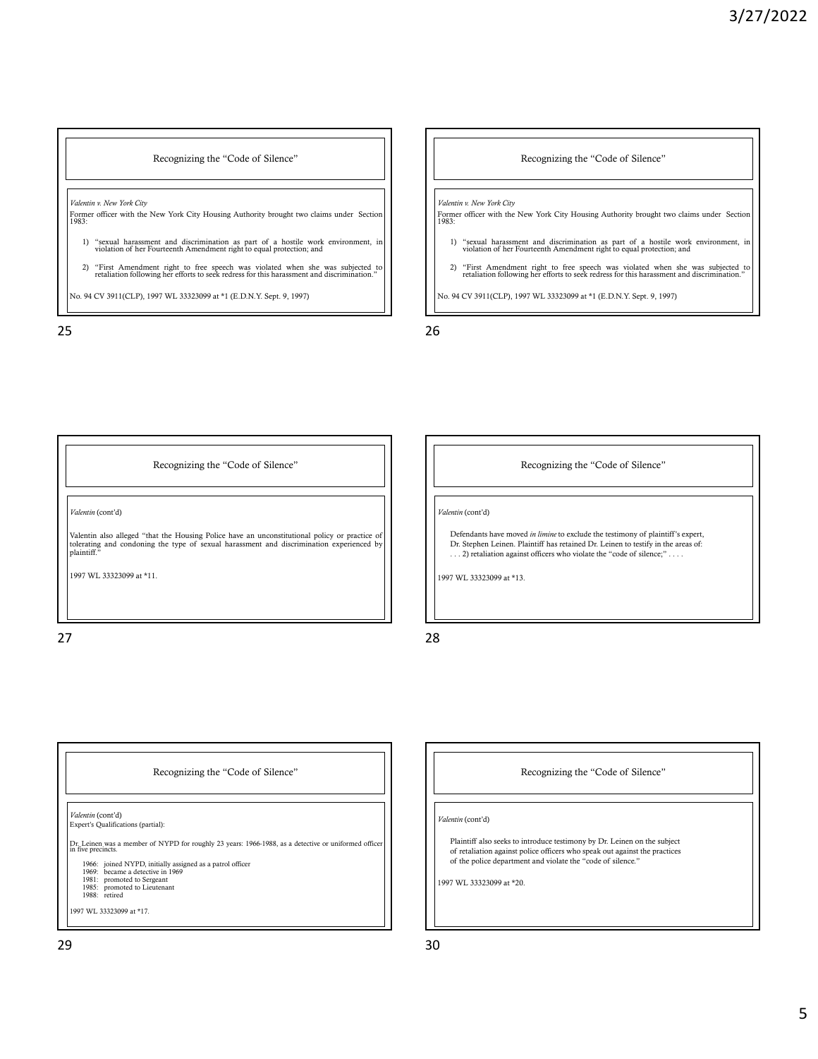## Recognizing the "Code of Silence"

*Valentin v. New York City*

Former officer with the New York City Housing Authority brought two claims under Section 1983:

1) "sexual harassment and discrimination as part of a hostile work environment, in violation of her Fourteenth Amendment right to equal protection; and
2) "First Amendment right to free speech was violated when she was subjected to retaliation following her efforts to seek redress for this harassment and discrimination."

No. 94 CV 3911(CLP), 1997 WL 33323099 at *1 (E.D.N.Y. Sept. 9, 1997)

## Recognizing the "Code of Silence"

*Valentin v. New York City*

Former officer with the New York City Housing Authority brought two claims under Section 1983:

1) "sexual harassment and discrimination as part of a hostile work environment, in violation of her Fourteenth Amendment right to equal protection; and
2) "First Amendment right to free speech was violated when she was subjected to retaliation following her efforts to seek redress for this harassment and discrimination."

No. 94 CV 3911(CLP), 1997 WL 33323099 at *1 (E.D.N.Y. Sept. 9, 1997)

## Recognizing the "Code of Silence"

*Valentin* (cont'd)

Valentin also alleged "that the Housing Police have an unconstitutional policy or practice of tolerating and condoning the type of sexual harassment and discrimination experienced by plaintiff."

1997 WL 33323099 at *11.

## Recognizing the "Code of Silence"

*Valentin* (cont'd)

> Defendants have moved *in limine* to exclude the testimony of plaintiff's expert, Dr. Stephen Leinen. Plaintiff has retained Dr. Leinen to testify in the areas of: . . . 2) retaliation against officers who violate the "code of silence;" . . . .

1997 WL 33323099 at *13.

## Recognizing the "Code of Silence"

*Valentin* (cont'd)
Expert's Qualifications (partial):

Dr. Leinen was a member of NYPD for roughly 23 years: 1966-1988, as a detective or uniformed officer in five precincts.

- 1966: joined NYPD, initially assigned as a patrol officer
- 1969: became a detective in 1969
- 1981: promoted to Sergeant
- 1985: promoted to Lieutenant
- 1988: retired

1997 WL 33323099 at *17.

## Recognizing the "Code of Silence"

*Valentin* (cont'd)

> Plaintiff also seeks to introduce testimony by Dr. Leinen on the subject of retaliation against police officers who speak out against the practices of the police department and violate the "code of silence."

1997 WL 33323099 at *20.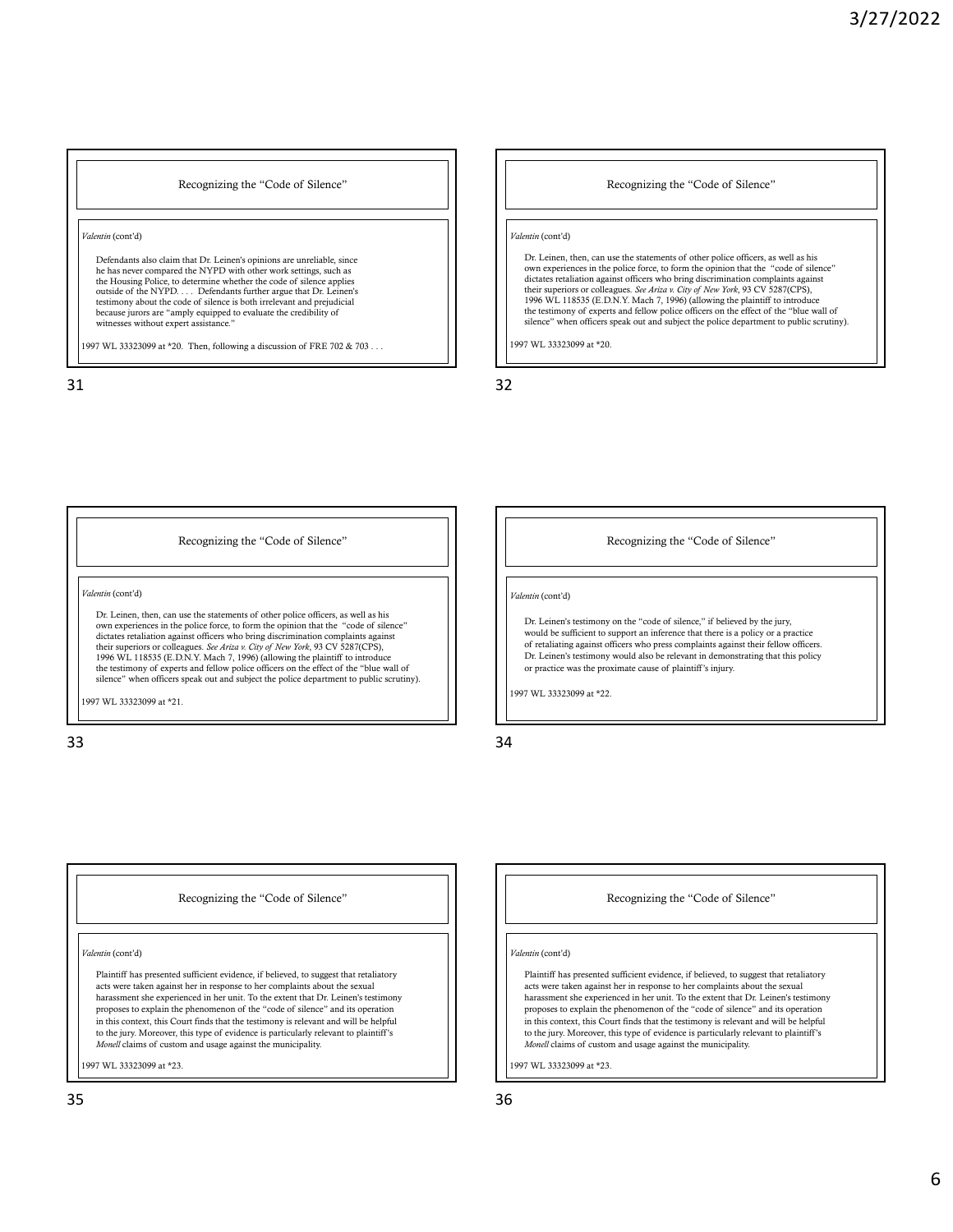## Recognizing the "Code of Silence"

*Valentin* (cont'd)

> Defendants also claim that Dr. Leinen's opinions are unreliable, since he has never compared the NYPD with other work settings, such as the Housing Police, to determine whether the code of silence applies outside of the NYPD. . . . Defendants further argue that Dr. Leinen's testimony about the code of silence is both irrelevant and prejudicial because jurors are "amply equipped to evaluate the credibility of witnesses without expert assistance."

1997 WL 33323099 at *20. Then, following a discussion of FRE 702 & 703 . . .

## Recognizing the "Code of Silence"

*Valentin* (cont'd)

> Dr. Leinen, then, can use the statements of other police officers, as well as his own experiences in the police force, to form the opinion that the "code of silence" dictates retaliation against officers who bring discrimination complaints against their superiors or colleagues. *See Ariza v. City of New York*, 93 CV 5287(CPS), 1996 WL 118535 (E.D.N.Y. Mach 7, 1996) (allowing the plaintiff to introduce the testimony of experts and fellow police officers on the effect of the "blue wall of silence" when officers speak out and subject the police department to public scrutiny).

1997 WL 33323099 at *20.

## Recognizing the "Code of Silence"

*Valentin* (cont'd)

> Dr. Leinen, then, can use the statements of other police officers, as well as his own experiences in the police force, to form the opinion that the "code of silence" dictates retaliation against officers who bring discrimination complaints against their superiors or colleagues. *See Ariza v. City of New York*, 93 CV 5287(CPS), 1996 WL 118535 (E.D.N.Y. Mach 7, 1996) (allowing the plaintiff to introduce the testimony of experts and fellow police officers on the effect of the "blue wall of silence" when officers speak out and subject the police department to public scrutiny).

1997 WL 33323099 at *21.

## Recognizing the "Code of Silence"

*Valentin* (cont'd)

> Dr. Leinen's testimony on the "code of silence," if believed by the jury, would be sufficient to support an inference that there is a policy or a practice of retaliating against officers who press complaints against their fellow officers. Dr. Leinen's testimony would also be relevant in demonstrating that this policy or practice was the proximate cause of plaintiff's injury.

1997 WL 33323099 at *22.

## Recognizing the "Code of Silence"

*Valentin* (cont'd)

> Plaintiff has presented sufficient evidence, if believed, to suggest that retaliatory acts were taken against her in response to her complaints about the sexual harassment she experienced in her unit. To the extent that Dr. Leinen's testimony proposes to explain the phenomenon of the "code of silence" and its operation in this context, this Court finds that the testimony is relevant and will be helpful to the jury. Moreover, this type of evidence is particularly relevant to plaintiff's *Monell* claims of custom and usage against the municipality.

1997 WL 33323099 at *23.

## Recognizing the "Code of Silence"

*Valentin* (cont'd)

> Plaintiff has presented sufficient evidence, if believed, to suggest that retaliatory acts were taken against her in response to her complaints about the sexual harassment she experienced in her unit. To the extent that Dr. Leinen's testimony proposes to explain the phenomenon of the "code of silence" and its operation in this context, this Court finds that the testimony is relevant and will be helpful to the jury. Moreover, this type of evidence is particularly relevant to plaintiff's *Monell* claims of custom and usage against the municipality.

1997 WL 33323099 at *23.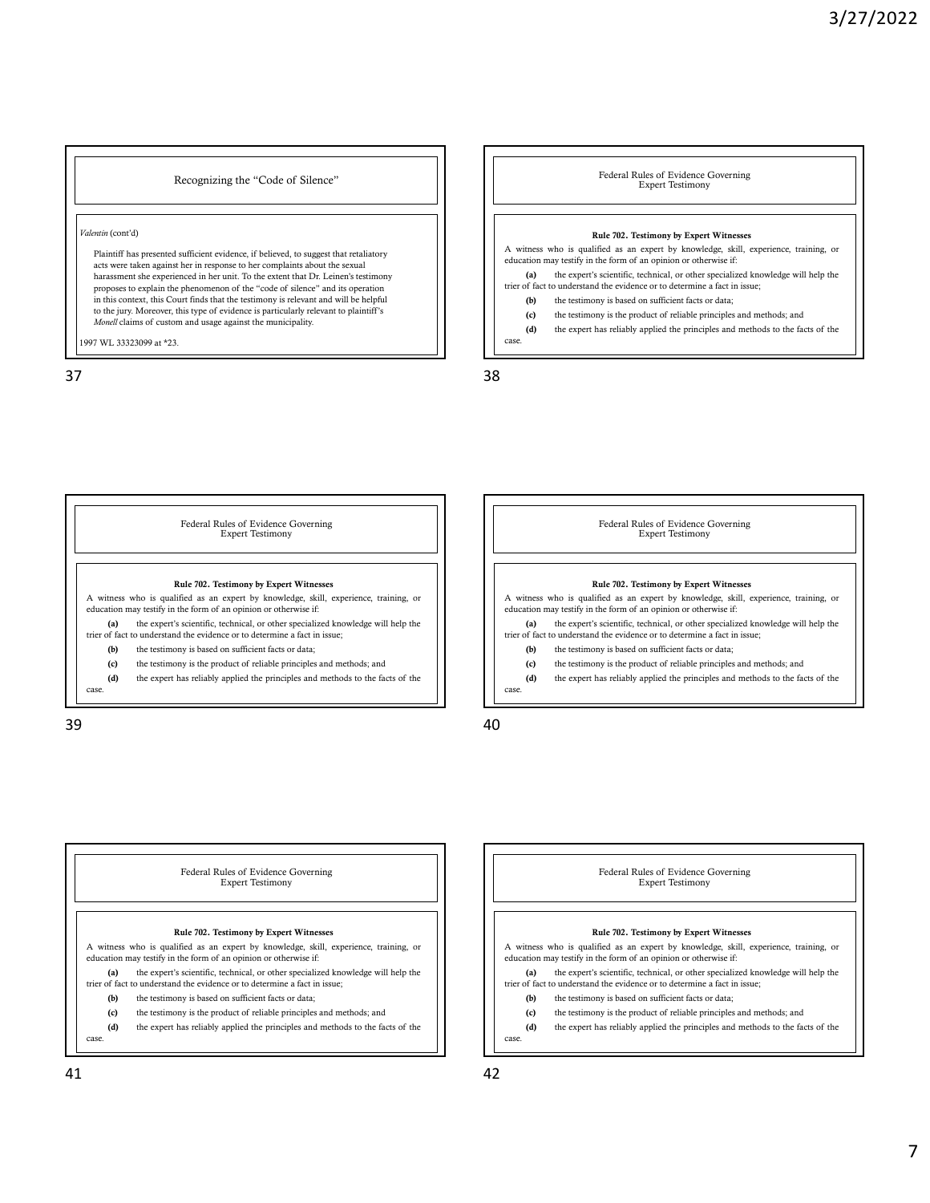## Recognizing the "Code of Silence"

*Valentin* (cont'd)

Plaintiff has presented sufficient evidence, if believed, to suggest that retaliatory acts were taken against her in response to her complaints about the sexual harassment she experienced in her unit. To the extent that Dr. Leinen's testimony proposes to explain the phenomenon of the "code of silence" and its operation in this context, this Court finds that the testimony is relevant and will be helpful to the jury. Moreover, this type of evidence is particularly relevant to plaintiff's *Monell* claims of custom and usage against the municipality.

1997 WL 33323099 at *23.

## Federal Rules of Evidence Governing Expert Testimony

**Rule 702. Testimony by Expert Witnesses**

A witness who is qualified as an expert by knowledge, skill, experience, training, or education may testify in the form of an opinion or otherwise if:

**(a)** the expert's scientific, technical, or other specialized knowledge will help the trier of fact to understand the evidence or to determine a fact in issue;

**(b)** the testimony is based on sufficient facts or data;

**(c)** the testimony is the product of reliable principles and methods; and

**(d)** the expert has reliably applied the principles and methods to the facts of the case.

## Federal Rules of Evidence Governing Expert Testimony

**Rule 702. Testimony by Expert Witnesses**

A witness who is qualified as an expert by knowledge, skill, experience, training, or education may testify in the form of an opinion or otherwise if:

**(a)** the expert's scientific, technical, or other specialized knowledge will help the trier of fact to understand the evidence or to determine a fact in issue;

**(b)** the testimony is based on sufficient facts or data;

**(c)** the testimony is the product of reliable principles and methods; and

**(d)** the expert has reliably applied the principles and methods to the facts of the case.

## Federal Rules of Evidence Governing Expert Testimony

**Rule 702. Testimony by Expert Witnesses**

A witness who is qualified as an expert by knowledge, skill, experience, training, or education may testify in the form of an opinion or otherwise if:

**(a)** the expert's scientific, technical, or other specialized knowledge will help the trier of fact to understand the evidence or to determine a fact in issue;

**(b)** the testimony is based on sufficient facts or data;

**(c)** the testimony is the product of reliable principles and methods; and

**(d)** the expert has reliably applied the principles and methods to the facts of the case.

## Federal Rules of Evidence Governing Expert Testimony

**Rule 702. Testimony by Expert Witnesses**

A witness who is qualified as an expert by knowledge, skill, experience, training, or education may testify in the form of an opinion or otherwise if:

**(a)** the expert's scientific, technical, or other specialized knowledge will help the trier of fact to understand the evidence or to determine a fact in issue;

**(b)** the testimony is based on sufficient facts or data;

**(c)** the testimony is the product of reliable principles and methods; and

**(d)** the expert has reliably applied the principles and methods to the facts of the case.

## Federal Rules of Evidence Governing Expert Testimony

**Rule 702. Testimony by Expert Witnesses**

A witness who is qualified as an expert by knowledge, skill, experience, training, or education may testify in the form of an opinion or otherwise if:

**(a)** the expert's scientific, technical, or other specialized knowledge will help the trier of fact to understand the evidence or to determine a fact in issue;

**(b)** the testimony is based on sufficient facts or data;

**(c)** the testimony is the product of reliable principles and methods; and

**(d)** the expert has reliably applied the principles and methods to the facts of the case.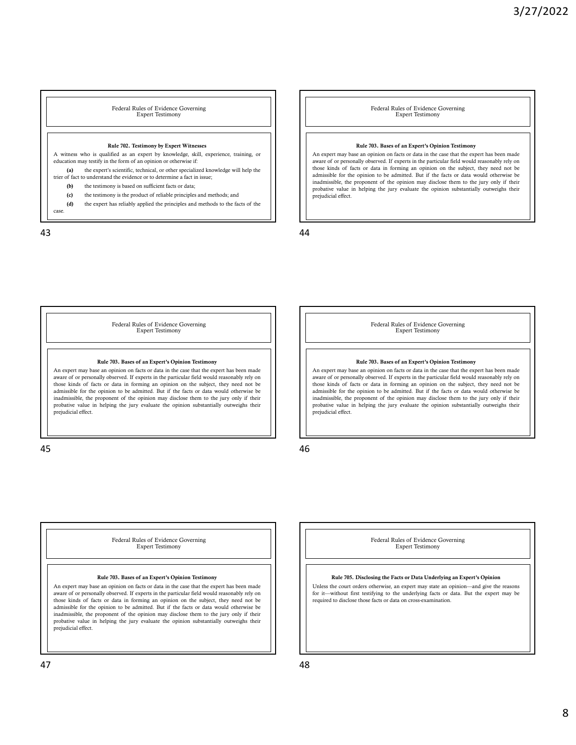## Federal Rules of Evidence Governing Expert Testimony

**Rule 702. Testimony by Expert Witnesses**

A witness who is qualified as an expert by knowledge, skill, experience, training, or education may testify in the form of an opinion or otherwise if:

**(a)** the expert's scientific, technical, or other specialized knowledge will help the trier of fact to understand the evidence or to determine a fact in issue;

**(b)** the testimony is based on sufficient facts or data;

**(c)** the testimony is the product of reliable principles and methods; and

**(d)** the expert has reliably applied the principles and methods to the facts of the case.

## Federal Rules of Evidence Governing Expert Testimony

**Rule 703. Bases of an Expert's Opinion Testimony**

An expert may base an opinion on facts or data in the case that the expert has been made aware of or personally observed. If experts in the particular field would reasonably rely on those kinds of facts or data in forming an opinion on the subject, they need not be admissible for the opinion to be admitted. But if the facts or data would otherwise be inadmissible, the proponent of the opinion may disclose them to the jury only if their probative value in helping the jury evaluate the opinion substantially outweighs their prejudicial effect.

## Federal Rules of Evidence Governing Expert Testimony

**Rule 703. Bases of an Expert's Opinion Testimony**

An expert may base an opinion on facts or data in the case that the expert has been made aware of or personally observed. If experts in the particular field would reasonably rely on those kinds of facts or data in forming an opinion on the subject, they need not be admissible for the opinion to be admitted. But if the facts or data would otherwise be inadmissible, the proponent of the opinion may disclose them to the jury only if their probative value in helping the jury evaluate the opinion substantially outweighs their prejudicial effect.

## Federal Rules of Evidence Governing Expert Testimony

**Rule 703. Bases of an Expert's Opinion Testimony**

An expert may base an opinion on facts or data in the case that the expert has been made aware of or personally observed. If experts in the particular field would reasonably rely on those kinds of facts or data in forming an opinion on the subject, they need not be admissible for the opinion to be admitted. But if the facts or data would otherwise be inadmissible, the proponent of the opinion may disclose them to the jury only if their probative value in helping the jury evaluate the opinion substantially outweighs their prejudicial effect.

## Federal Rules of Evidence Governing Expert Testimony

**Rule 703. Bases of an Expert's Opinion Testimony**

An expert may base an opinion on facts or data in the case that the expert has been made aware of or personally observed. If experts in the particular field would reasonably rely on those kinds of facts or data in forming an opinion on the subject, they need not be admissible for the opinion to be admitted. But if the facts or data would otherwise be inadmissible, the proponent of the opinion may disclose them to the jury only if their probative value in helping the jury evaluate the opinion substantially outweighs their prejudicial effect.

## Federal Rules of Evidence Governing Expert Testimony

**Rule 705. Disclosing the Facts or Data Underlying an Expert's Opinion**

Unless the court orders otherwise, an expert may state an opinion—and give the reasons for it—without first testifying to the underlying facts or data. But the expert may be required to disclose those facts or data on cross-examination.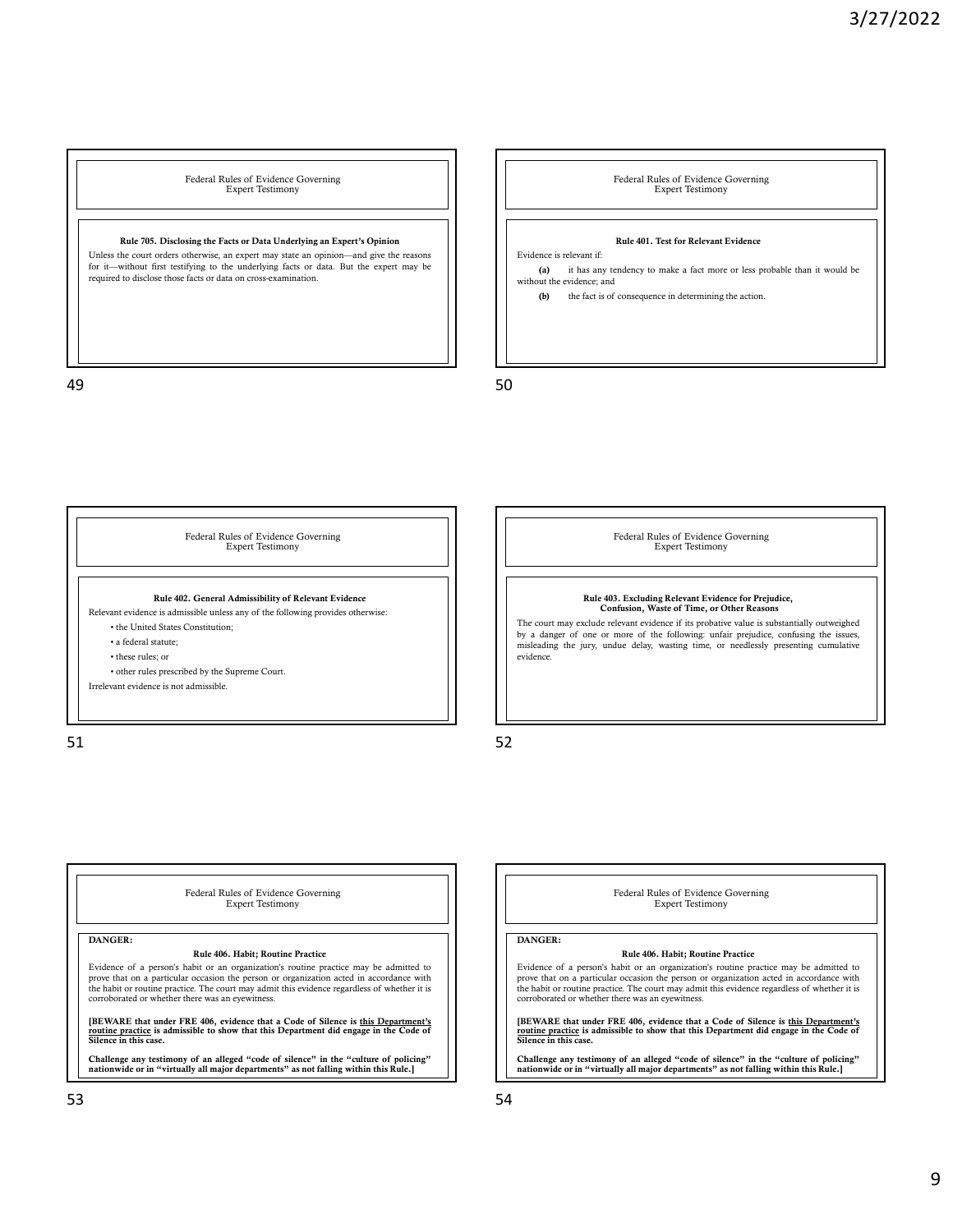### Federal Rules of Evidence Governing Expert Testimony

**Rule 705. Disclosing the Facts or Data Underlying an Expert's Opinion**

Unless the court orders otherwise, an expert may state an opinion—and give the reasons for it—without first testifying to the underlying facts or data. But the expert may be required to disclose those facts or data on cross-examination.

### Federal Rules of Evidence Governing Expert Testimony

**Rule 401. Test for Relevant Evidence**

Evidence is relevant if:

**(a)** it has any tendency to make a fact more or less probable than it would be without the evidence; and

**(b)** the fact is of consequence in determining the action.

### Federal Rules of Evidence Governing Expert Testimony

**Rule 402. General Admissibility of Relevant Evidence**

Relevant evidence is admissible unless any of the following provides otherwise:

- the United States Constitution;
- a federal statute;
- these rules; or
- other rules prescribed by the Supreme Court.

Irrelevant evidence is not admissible.

### Federal Rules of Evidence Governing Expert Testimony

**Rule 403. Excluding Relevant Evidence for Prejudice, Confusion, Waste of Time, or Other Reasons**

The court may exclude relevant evidence if its probative value is substantially outweighed by a danger of one or more of the following: unfair prejudice, confusing the issues, misleading the jury, undue delay, wasting time, or needlessly presenting cumulative evidence.

### Federal Rules of Evidence Governing Expert Testimony

**DANGER:**

**Rule 406. Habit; Routine Practice**

Evidence of a person's habit or an organization's routine practice may be admitted to prove that on a particular occasion the person or organization acted in accordance with the habit or routine practice. The court may admit this evidence regardless of whether it is corroborated or whether there was an eyewitness.

**[BEWARE that under FRE 406, evidence that a Code of Silence is <u>this Department's routine practice</u> is admissible to show that this Department did engage in the Code of Silence in this case.**

**Challenge any testimony of an alleged "code of silence" in the "culture of policing" nationwide or in "virtually all major departments" as not falling within this Rule.]**

### Federal Rules of Evidence Governing Expert Testimony

**DANGER:**

**Rule 406. Habit; Routine Practice**

Evidence of a person's habit or an organization's routine practice may be admitted to prove that on a particular occasion the person or organization acted in accordance with the habit or routine practice. The court may admit this evidence regardless of whether it is corroborated or whether there was an eyewitness.

**[BEWARE that under FRE 406, evidence that a Code of Silence is <u>this Department's routine practice</u> is admissible to show that this Department did engage in the Code of Silence in this case.**

**Challenge any testimony of an alleged "code of silence" in the "culture of policing" nationwide or in "virtually all major departments" as not falling within this Rule.]**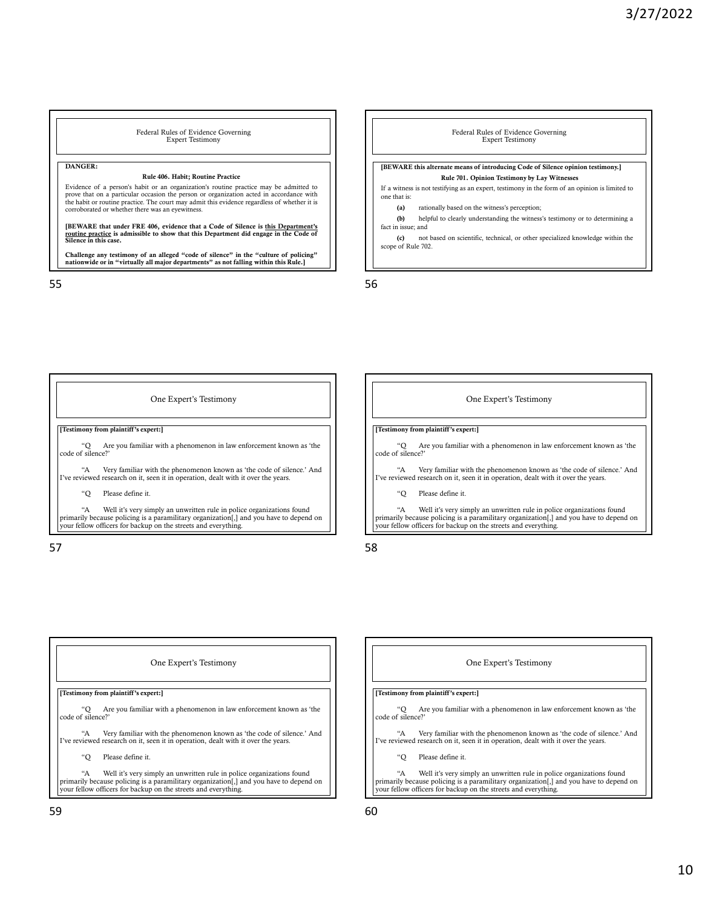## Federal Rules of Evidence Governing Expert Testimony

**DANGER:**

**Rule 406. Habit; Routine Practice**

Evidence of a person's habit or an organization's routine practice may be admitted to prove that on a particular occasion the person or organization acted in accordance with the habit or routine practice. The court may admit this evidence regardless of whether it is corroborated or whether there was an eyewitness.

**[BEWARE that under FRE 406, evidence that a Code of Silence is <u>this Department's routine practice</u> is admissible to show that this Department did engage in the Code of Silence in this case.**

**Challenge any testimony of an alleged "code of silence" in the "culture of policing" nationwide or in "virtually all major departments" as not falling within this Rule.]**

## Federal Rules of Evidence Governing Expert Testimony

**[BEWARE this alternate means of introducing Code of Silence opinion testimony.]**

**Rule 701. Opinion Testimony by Lay Witnesses**

If a witness is not testifying as an expert, testimony in the form of an opinion is limited to one that is:

**(a)** rationally based on the witness's perception;

**(b)** helpful to clearly understanding the witness's testimony or to determining a fact in issue; and

**(c)** not based on scientific, technical, or other specialized knowledge within the scope of Rule 702.

## One Expert's Testimony

**[Testimony from plaintiff's expert:]**

"Q Are you familiar with a phenomenon in law enforcement known as 'the code of silence?'

"A Very familiar with the phenomenon known as 'the code of silence.' And I've reviewed research on it, seen it in operation, dealt with it over the years.

"Q Please define it.

"A Well it's very simply an unwritten rule in police organizations found primarily because policing is a paramilitary organization[,] and you have to depend on your fellow officers for backup on the streets and everything.

## One Expert's Testimony

**[Testimony from plaintiff's expert:]**

"Q Are you familiar with a phenomenon in law enforcement known as 'the code of silence?'

"A Very familiar with the phenomenon known as 'the code of silence.' And I've reviewed research on it, seen it in operation, dealt with it over the years.

"Q Please define it.

"A Well it's very simply an unwritten rule in police organizations found primarily because policing is a paramilitary organization[,] and you have to depend on your fellow officers for backup on the streets and everything.

## One Expert's Testimony

**[Testimony from plaintiff's expert:]**

"Q Are you familiar with a phenomenon in law enforcement known as 'the code of silence?'

"A Very familiar with the phenomenon known as 'the code of silence.' And I've reviewed research on it, seen it in operation, dealt with it over the years.

"Q Please define it.

"A Well it's very simply an unwritten rule in police organizations found primarily because policing is a paramilitary organization[,] and you have to depend on your fellow officers for backup on the streets and everything.

## One Expert's Testimony

**[Testimony from plaintiff's expert:]**

"Q Are you familiar with a phenomenon in law enforcement known as 'the code of silence?'

"A Very familiar with the phenomenon known as 'the code of silence.' And I've reviewed research on it, seen it in operation, dealt with it over the years.

"Q Please define it.

"A Well it's very simply an unwritten rule in police organizations found primarily because policing is a paramilitary organization[,] and you have to depend on your fellow officers for backup on the streets and everything.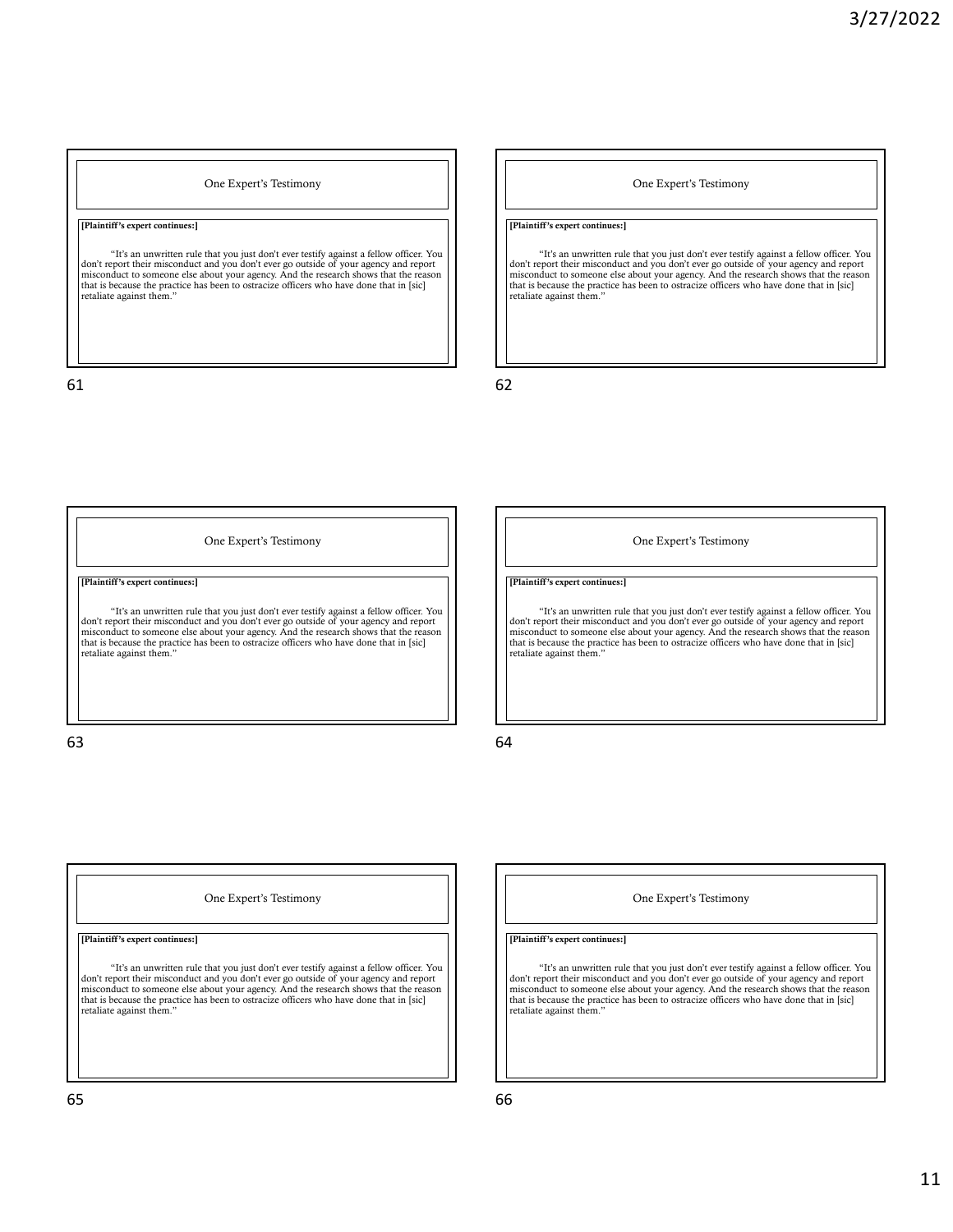## One Expert's Testimony

**[Plaintiff's expert continues:]**

"It's an unwritten rule that you just don't ever testify against a fellow officer. You don't report their misconduct and you don't ever go outside of your agency and report misconduct to someone else about your agency. And the research shows that the reason that is because the practice has been to ostracize officers who have done that in [sic] retaliate against them."

## One Expert's Testimony

**[Plaintiff's expert continues:]**

"It's an unwritten rule that you just don't ever testify against a fellow officer. You don't report their misconduct and you don't ever go outside of your agency and report misconduct to someone else about your agency. And the research shows that the reason that is because the practice has been to ostracize officers who have done that in [sic] retaliate against them."

## One Expert's Testimony

**[Plaintiff's expert continues:]**

"It's an unwritten rule that you just don't ever testify against a fellow officer. You don't report their misconduct and you don't ever go outside of your agency and report misconduct to someone else about your agency. And the research shows that the reason that is because the practice has been to ostracize officers who have done that in [sic] retaliate against them."

## One Expert's Testimony

**[Plaintiff's expert continues:]**

"It's an unwritten rule that you just don't ever testify against a fellow officer. You don't report their misconduct and you don't ever go outside of your agency and report misconduct to someone else about your agency. And the research shows that the reason that is because the practice has been to ostracize officers who have done that in [sic] retaliate against them."

## One Expert's Testimony

**[Plaintiff's expert continues:]**

"It's an unwritten rule that you just don't ever testify against a fellow officer. You don't report their misconduct and you don't ever go outside of your agency and report misconduct to someone else about your agency. And the research shows that the reason that is because the practice has been to ostracize officers who have done that in [sic] retaliate against them."

## One Expert's Testimony

**[Plaintiff's expert continues:]**

"It's an unwritten rule that you just don't ever testify against a fellow officer. You don't report their misconduct and you don't ever go outside of your agency and report misconduct to someone else about your agency. And the research shows that the reason that is because the practice has been to ostracize officers who have done that in [sic] retaliate against them."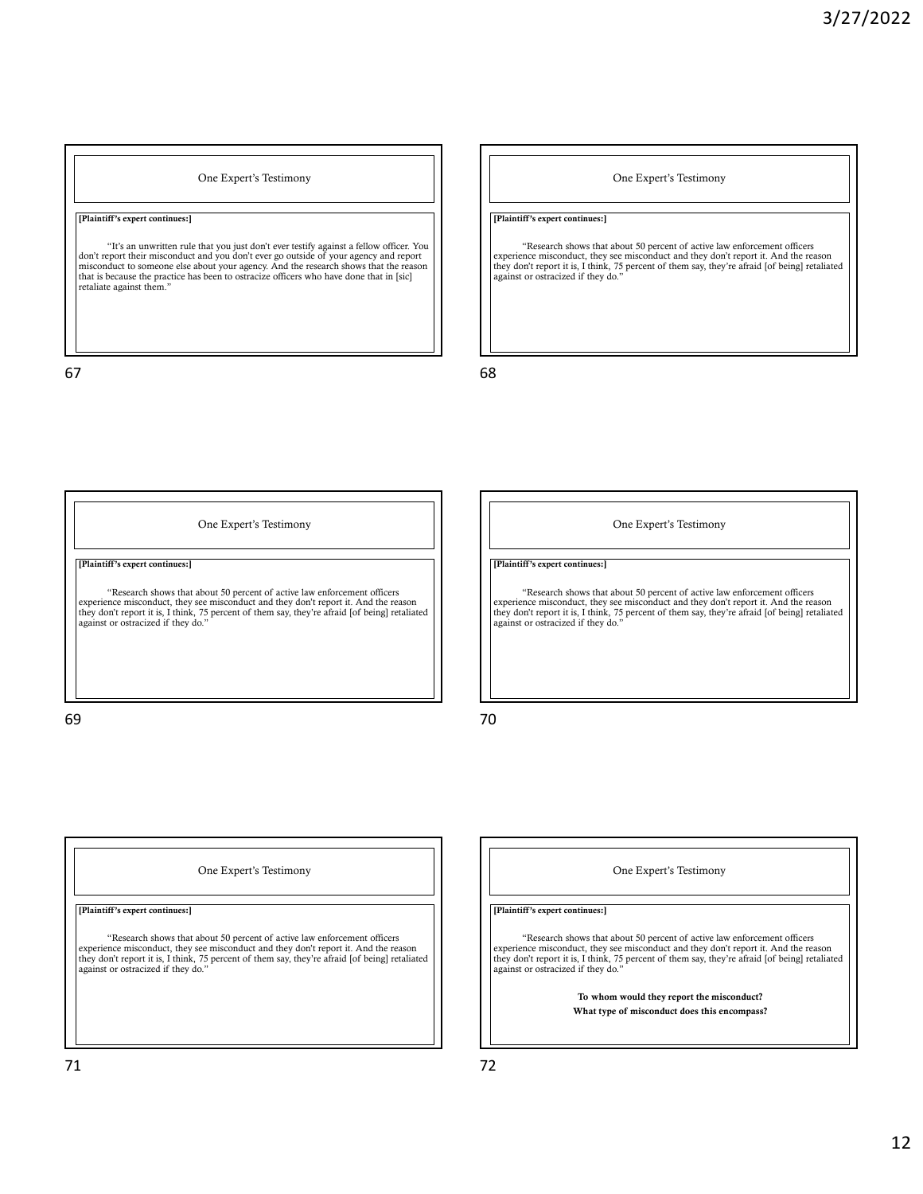## One Expert's Testimony

**[Plaintiff's expert continues:]**

"It's an unwritten rule that you just don't ever testify against a fellow officer. You don't report their misconduct and you don't ever go outside of your agency and report misconduct to someone else about your agency. And the research shows that the reason that is because the practice has been to ostracize officers who have done that in [sic] retaliate against them."

## One Expert's Testimony

**[Plaintiff's expert continues:]**

"Research shows that about 50 percent of active law enforcement officers experience misconduct, they see misconduct and they don't report it. And the reason they don't report it is, I think, 75 percent of them say, they're afraid [of being] retaliated against or ostracized if they do."

## One Expert's Testimony

**[Plaintiff's expert continues:]**

"Research shows that about 50 percent of active law enforcement officers experience misconduct, they see misconduct and they don't report it. And the reason they don't report it is, I think, 75 percent of them say, they're afraid [of being] retaliated against or ostracized if they do."

## One Expert's Testimony

**[Plaintiff's expert continues:]**

"Research shows that about 50 percent of active law enforcement officers experience misconduct, they see misconduct and they don't report it. And the reason they don't report it is, I think, 75 percent of them say, they're afraid [of being] retaliated against or ostracized if they do."

## One Expert's Testimony

**[Plaintiff's expert continues:]**

"Research shows that about 50 percent of active law enforcement officers experience misconduct, they see misconduct and they don't report it. And the reason they don't report it is, I think, 75 percent of them say, they're afraid [of being] retaliated against or ostracized if they do."

## One Expert's Testimony

**[Plaintiff's expert continues:]**

"Research shows that about 50 percent of active law enforcement officers experience misconduct, they see misconduct and they don't report it. And the reason they don't report it is, I think, 75 percent of them say, they're afraid [of being] retaliated against or ostracized if they do."

**To whom would they report the misconduct?**

**What type of misconduct does this encompass?**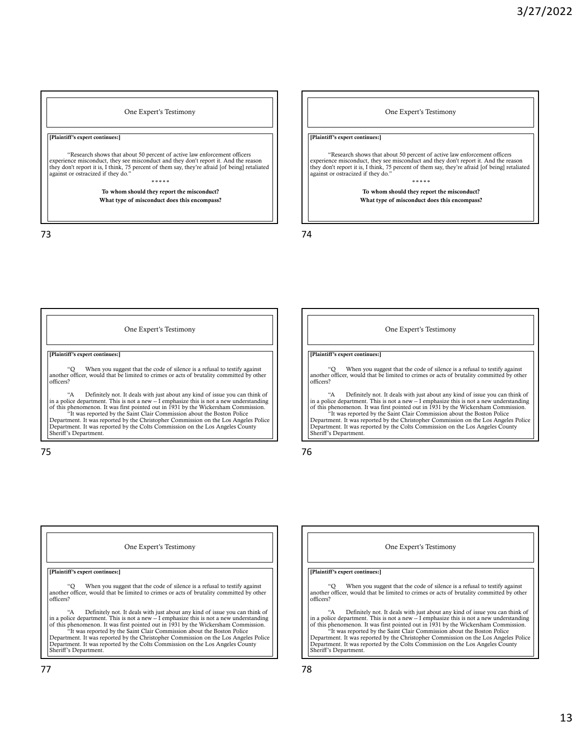## One Expert's Testimony

**[Plaintiff's expert continues:]**

"Research shows that about 50 percent of active law enforcement officers experience misconduct, they see misconduct and they don't report it. And the reason they don't report it is, I think, 75 percent of them say, they're afraid [of being] retaliated against or ostracized if they do."

\* \* \* \* \*

**To whom should they report the misconduct?**

**What type of misconduct does this encompass?**

## One Expert's Testimony

**[Plaintiff's expert continues:]**

"Research shows that about 50 percent of active law enforcement officers experience misconduct, they see misconduct and they don't report it. And the reason they don't report it is, I think, 75 percent of them say, they're afraid [of being] retaliated against or ostracized if they do."

\* \* \* \* \*

**To whom should they report the misconduct?**

**What type of misconduct does this encompass?**

## One Expert's Testimony

**[Plaintiff's expert continues:]**

"Q When you suggest that the code of silence is a refusal to testify against another officer, would that be limited to crimes or acts of brutality committed by other officers?

"A Definitely not. It deals with just about any kind of issue you can think of in a police department. This is not a new -- I emphasize this is not a new understanding of this phenomenon. It was first pointed out in 1931 by the Wickersham Commission.

"It was reported by the Saint Clair Commission about the Boston Police Department. It was reported by the Christopher Commission on the Los Angeles Police Department. It was reported by the Colts Commission on the Los Angeles County Sheriff's Department.

## One Expert's Testimony

**[Plaintiff's expert continues:]**

"Q When you suggest that the code of silence is a refusal to testify against another officer, would that be limited to crimes or acts of brutality committed by other officers?

"A Definitely not. It deals with just about any kind of issue you can think of in a police department. This is not a new -- I emphasize this is not a new understanding of this phenomenon. It was first pointed out in 1931 by the Wickersham Commission.

"It was reported by the Saint Clair Commission about the Boston Police Department. It was reported by the Christopher Commission on the Los Angeles Police Department. It was reported by the Colts Commission on the Los Angeles County Sheriff's Department.

## One Expert's Testimony

**[Plaintiff's expert continues:]**

"Q When you suggest that the code of silence is a refusal to testify against another officer, would that be limited to crimes or acts of brutality committed by other officers?

"A Definitely not. It deals with just about any kind of issue you can think of in a police department. This is not a new -- I emphasize this is not a new understanding of this phenomenon. It was first pointed out in 1931 by the Wickersham Commission.

"It was reported by the Saint Clair Commission about the Boston Police Department. It was reported by the Christopher Commission on the Los Angeles Police Department. It was reported by the Colts Commission on the Los Angeles County Sheriff's Department.

## One Expert's Testimony

**[Plaintiff's expert continues:]**

"Q When you suggest that the code of silence is a refusal to testify against another officer, would that be limited to crimes or acts of brutality committed by other officers?

"A Definitely not. It deals with just about any kind of issue you can think of in a police department. This is not a new -- I emphasize this is not a new understanding of this phenomenon. It was first pointed out in 1931 by the Wickersham Commission.

"It was reported by the Saint Clair Commission about the Boston Police Department. It was reported by the Christopher Commission on the Los Angeles Police Department. It was reported by the Colts Commission on the Los Angeles County Sheriff's Department.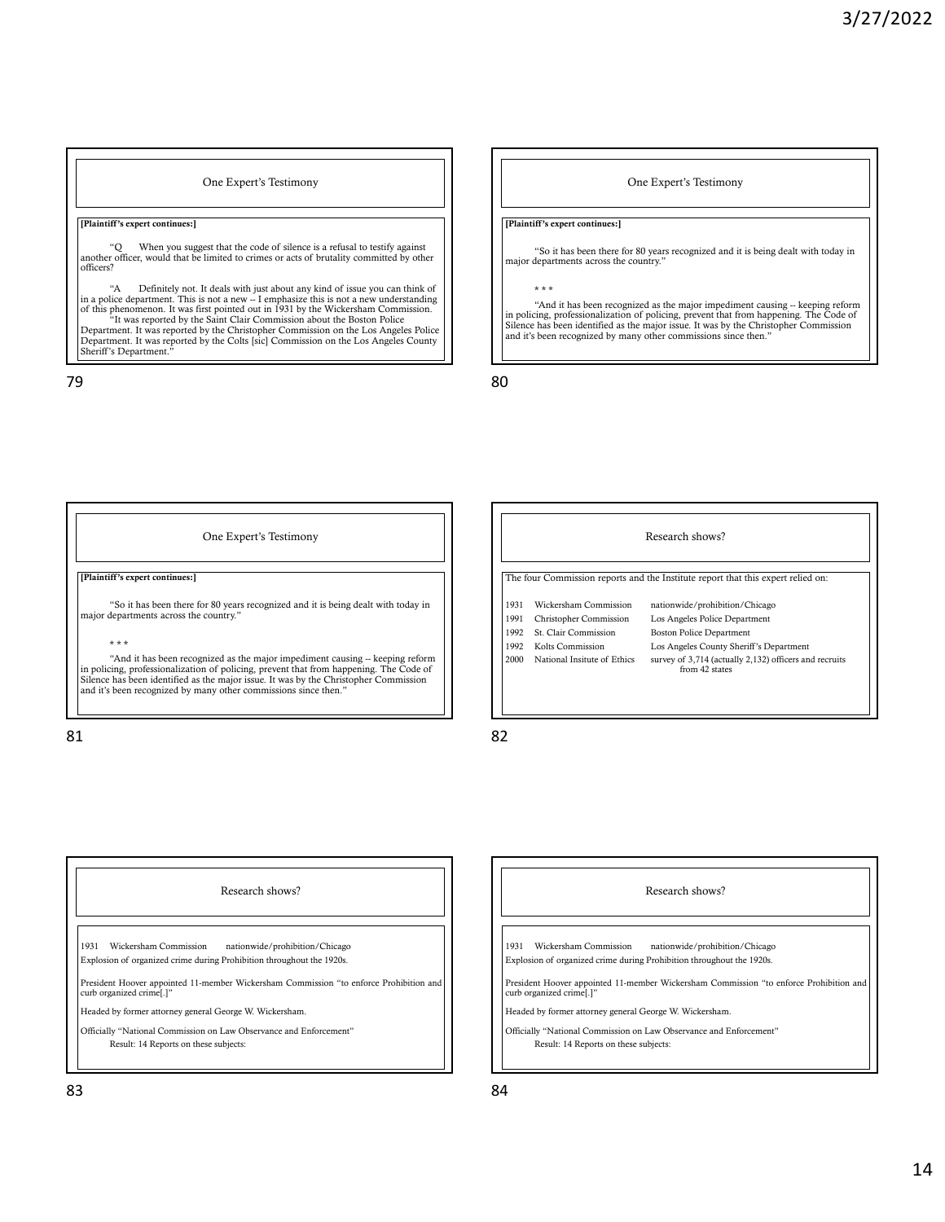## One Expert's Testimony

**[Plaintiff's expert continues:]**

"Q When you suggest that the code of silence is a refusal to testify against another officer, would that be limited to crimes or acts of brutality committed by other officers?

"A Definitely not. It deals with just about any kind of issue you can think of in a police department. This is not a new -- I emphasize this is not a new understanding of this phenomenon. It was first pointed out in 1931 by the Wickersham Commission.

"It was reported by the Saint Clair Commission about the Boston Police Department. It was reported by the Christopher Commission on the Los Angeles Police Department. It was reported by the Colts [sic] Commission on the Los Angeles County Sheriff's Department."

## One Expert's Testimony

**[Plaintiff's expert continues:]**

"So it has been there for 80 years recognized and it is being dealt with today in major departments across the country."

\* \* \*

"And it has been recognized as the major impediment causing -- keeping reform in policing, professionalization of policing, prevent that from happening. The Code of Silence has been identified as the major issue. It was by the Christopher Commission and it's been recognized by many other commissions since then."

## One Expert's Testimony

**[Plaintiff's expert continues:]**

"So it has been there for 80 years recognized and it is being dealt with today in major departments across the country."

\* \* \*

"And it has been recognized as the major impediment causing -- keeping reform in policing, professionalization of policing, prevent that from happening. The Code of Silence has been identified as the major issue. It was by the Christopher Commission and it's been recognized by many other commissions since then."

## Research shows?

The four Commission reports and the Institute report that this expert relied on:

| Year | Commission | Subject |
|---|---|---|
| 1931 | Wickersham Commission | nationwide/prohibition/Chicago |
| 1991 | Christopher Commission | Los Angeles Police Department |
| 1992 | St. Clair Commission | Boston Police Department |
| 1992 | Kolts Commission | Los Angeles County Sheriff's Department |
| 2000 | National Insitute of Ethics | survey of 3,714 (actually 2,132) officers and recruits from 42 states |

## Research shows?

1931 Wickersham Commission nationwide/prohibition/Chicago

Explosion of organized crime during Prohibition throughout the 1920s.

President Hoover appointed 11-member Wickersham Commission "to enforce Prohibition and curb organized crime[.]"

Headed by former attorney general George W. Wickersham.

Officially "National Commission on Law Observance and Enforcement"

Result: 14 Reports on these subjects:

## Research shows?

1931 Wickersham Commission nationwide/prohibition/Chicago

Explosion of organized crime during Prohibition throughout the 1920s.

President Hoover appointed 11-member Wickersham Commission "to enforce Prohibition and curb organized crime[.]"

Headed by former attorney general George W. Wickersham.

Officially "National Commission on Law Observance and Enforcement"

Result: 14 Reports on these subjects: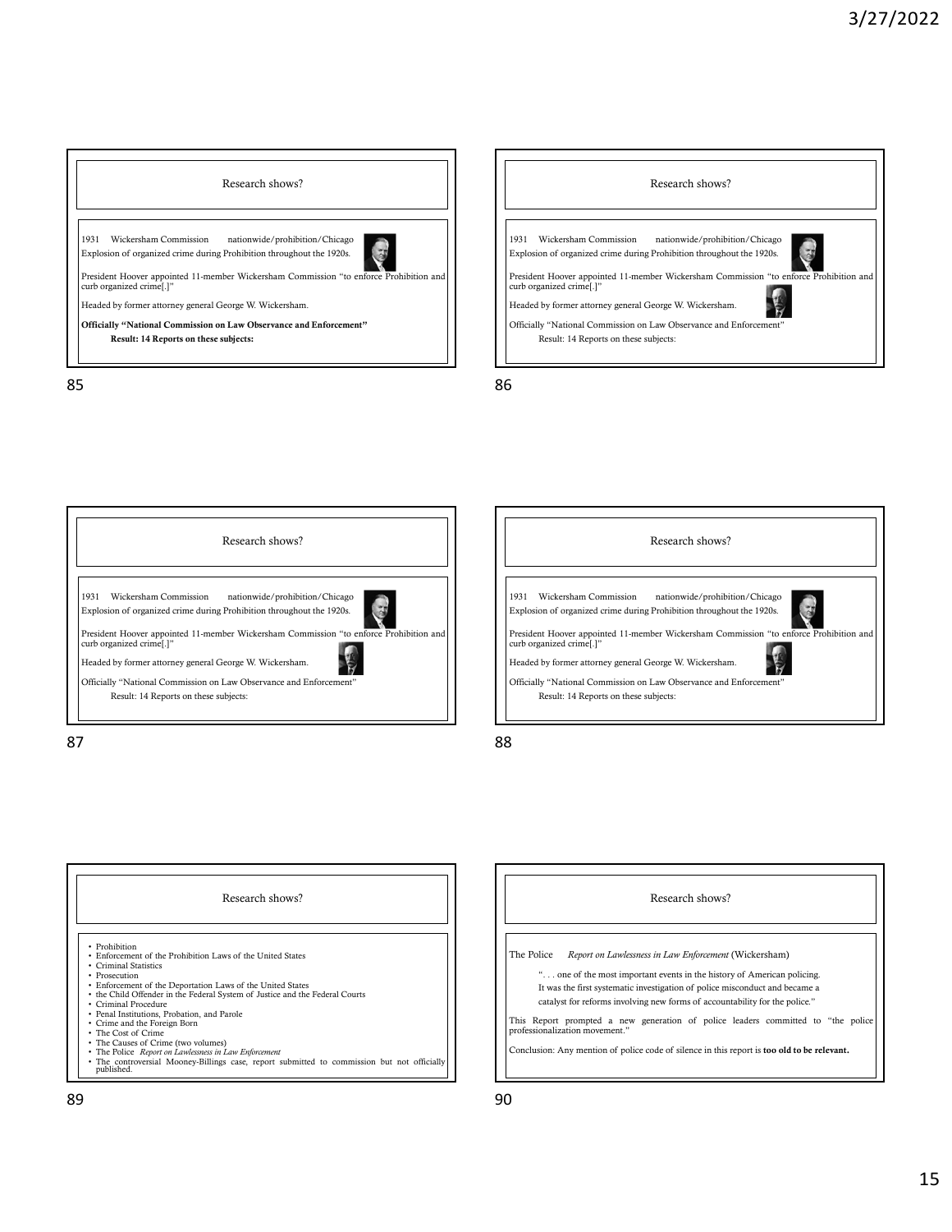## Research shows?

1931 Wickersham Commission nationwide/prohibition/Chicago

Explosion of organized crime during Prohibition throughout the 1920s.

President Hoover appointed 11-member Wickersham Commission "to enforce Prohibition and curb organized crime[.]"

Headed by former attorney general George W. Wickersham.

**Officially "National Commission on Law Observance and Enforcement"**

**Result: 14 Reports on these subjects:**

## Research shows?

1931 Wickersham Commission nationwide/prohibition/Chicago

Explosion of organized crime during Prohibition throughout the 1920s.

President Hoover appointed 11-member Wickersham Commission "to enforce Prohibition and curb organized crime[.]"

Headed by former attorney general George W. Wickersham.

Officially "National Commission on Law Observance and Enforcement"

Result: 14 Reports on these subjects:

## Research shows?

1931 Wickersham Commission nationwide/prohibition/Chicago

Explosion of organized crime during Prohibition throughout the 1920s.

President Hoover appointed 11-member Wickersham Commission "to enforce Prohibition and curb organized crime[.]"

Headed by former attorney general George W. Wickersham.

Officially "National Commission on Law Observance and Enforcement"

Result: 14 Reports on these subjects:

## Research shows?

1931 Wickersham Commission nationwide/prohibition/Chicago

Explosion of organized crime during Prohibition throughout the 1920s.

President Hoover appointed 11-member Wickersham Commission "to enforce Prohibition and curb organized crime[.]"

Headed by former attorney general George W. Wickersham.

Officially "National Commission on Law Observance and Enforcement"

Result: 14 Reports on these subjects:

## Research shows?

- Prohibition
- Enforcement of the Prohibition Laws of the United States
- Criminal Statistics
- Prosecution
- Enforcement of the Deportation Laws of the United States
- the Child Offender in the Federal System of Justice and the Federal Courts
- Criminal Procedure
- Penal Institutions, Probation, and Parole
- Crime and the Foreign Born
- The Cost of Crime
- The Causes of Crime (two volumes)
- The Police *Report on Lawlessness in Law Enforcement*
- The controversial Mooney-Billings case, report submitted to commission but not officially published.

## Research shows?

The Police *Report on Lawlessness in Law Enforcement* (Wickersham)

". . . one of the most important events in the history of American policing. It was the first systematic investigation of police misconduct and became a catalyst for reforms involving new forms of accountability for the police."

This Report prompted a new generation of police leaders committed to "the police professionalization movement."

Conclusion: Any mention of police code of silence in this report is **too old to be relevant.**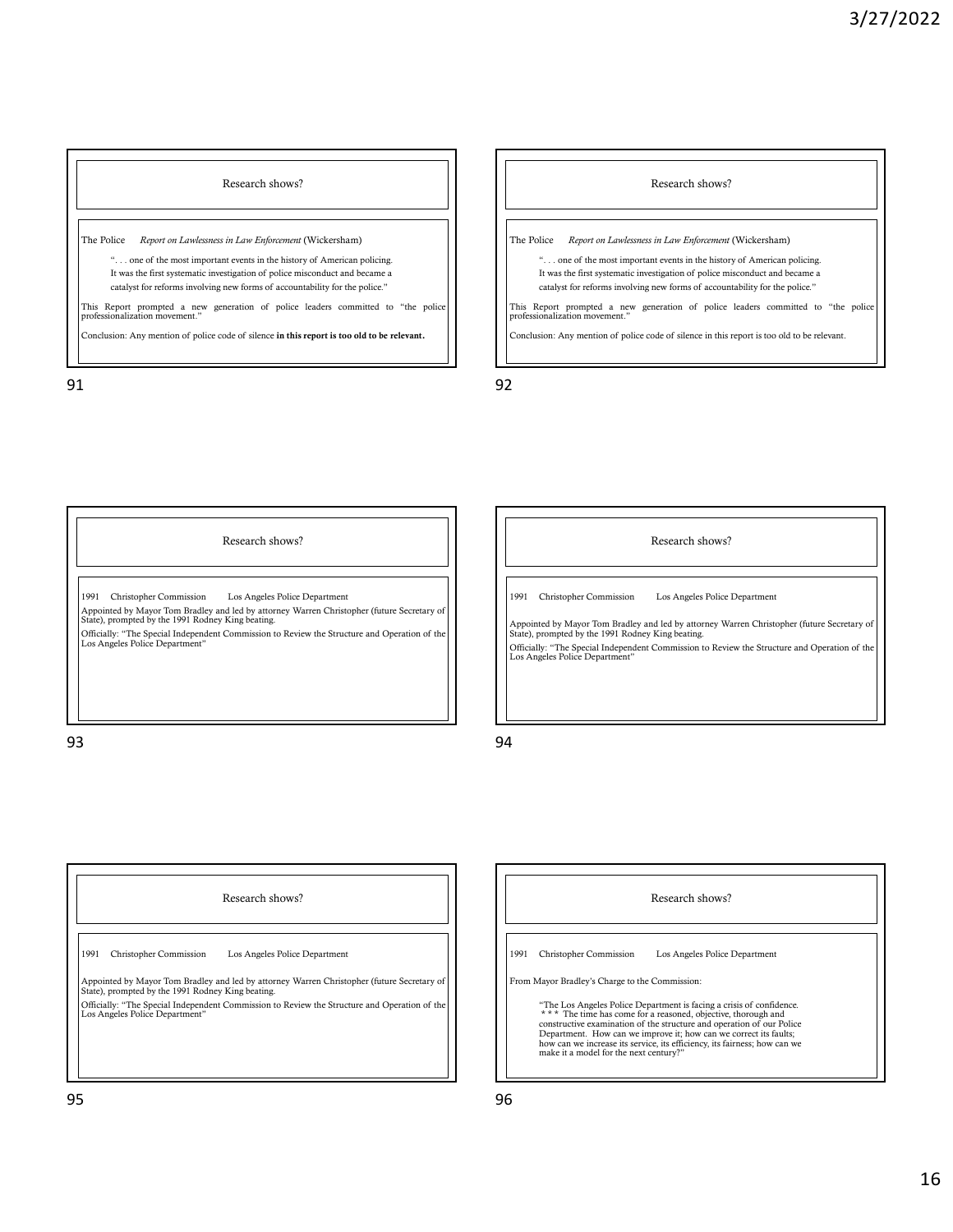## Research shows?

The Police *Report on Lawlessness in Law Enforcement* (Wickersham)

> ". . . one of the most important events in the history of American policing. It was the first systematic investigation of police misconduct and became a catalyst for reforms involving new forms of accountability for the police."

This Report prompted a new generation of police leaders committed to "the police professionalization movement."

Conclusion: Any mention of police code of silence **in this report is too old to be relevant.**

## Research shows?

The Police *Report on Lawlessness in Law Enforcement* (Wickersham)

> ". . . one of the most important events in the history of American policing. It was the first systematic investigation of police misconduct and became a catalyst for reforms involving new forms of accountability for the police."

This Report prompted a new generation of police leaders committed to "the police professionalization movement."

Conclusion: Any mention of police code of silence in this report is too old to be relevant.

## Research shows?

1991 Christopher Commission Los Angeles Police Department

Appointed by Mayor Tom Bradley and led by attorney Warren Christopher (future Secretary of State), prompted by the 1991 Rodney King beating.

Officially: "The Special Independent Commission to Review the Structure and Operation of the Los Angeles Police Department"

## Research shows?

1991 Christopher Commission Los Angeles Police Department

Appointed by Mayor Tom Bradley and led by attorney Warren Christopher (future Secretary of State), prompted by the 1991 Rodney King beating.

Officially: "The Special Independent Commission to Review the Structure and Operation of the Los Angeles Police Department"

## Research shows?

1991 Christopher Commission Los Angeles Police Department

Appointed by Mayor Tom Bradley and led by attorney Warren Christopher (future Secretary of State), prompted by the 1991 Rodney King beating.

Officially: "The Special Independent Commission to Review the Structure and Operation of the Los Angeles Police Department"

## Research shows?

1991 Christopher Commission Los Angeles Police Department

From Mayor Bradley's Charge to the Commission:

> "The Los Angeles Police Department is facing a crisis of confidence. * * * The time has come for a reasoned, objective, thorough and constructive examination of the structure and operation of our Police Department. How can we improve it; how can we correct its faults; how can we increase its service, its efficiency, its fairness; how can we make it a model for the next century?"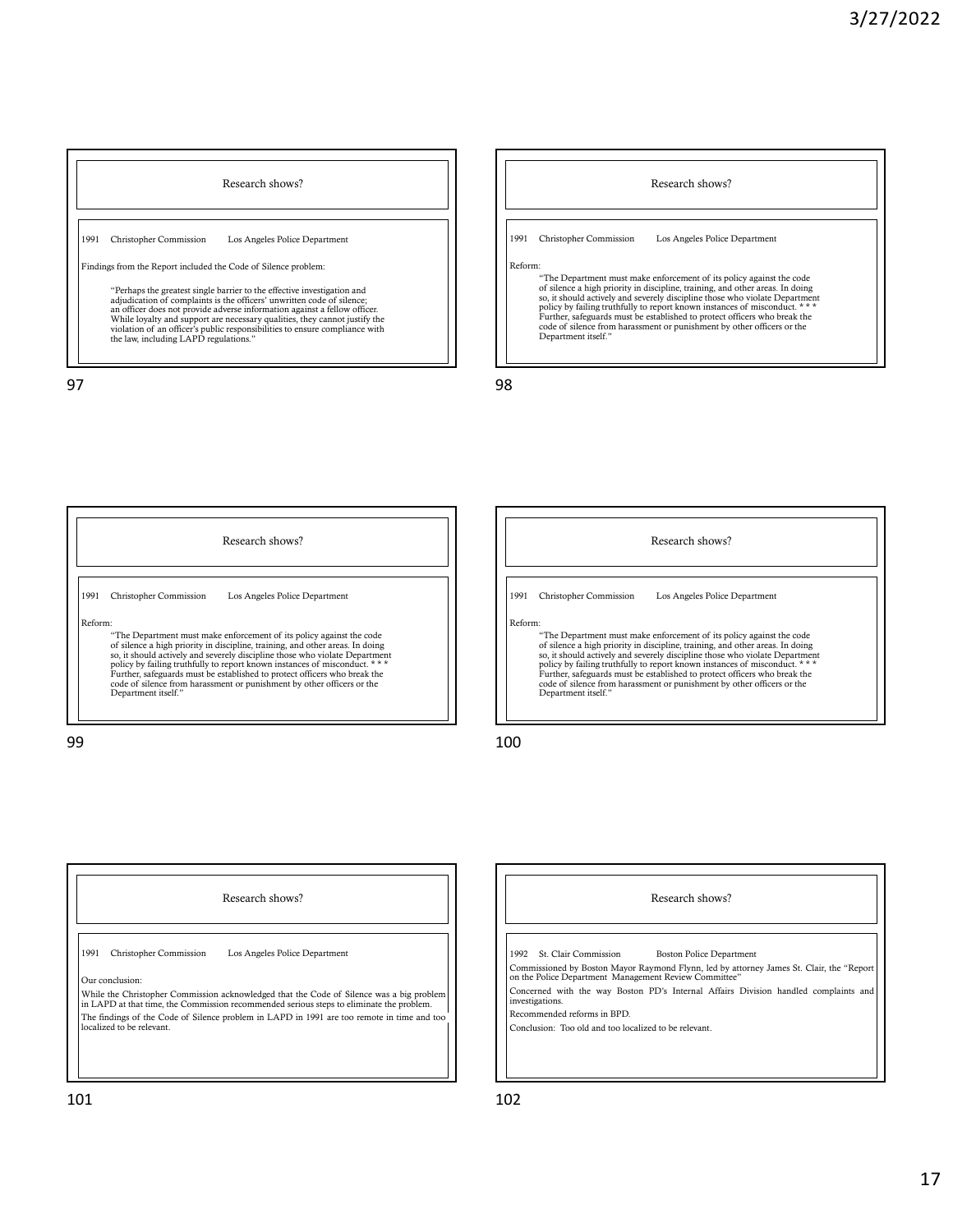## Research shows?

1991 Christopher Commission Los Angeles Police Department

Findings from the Report included the Code of Silence problem:

> "Perhaps the greatest single barrier to the effective investigation and adjudication of complaints is the officers' unwritten code of silence; an officer does not provide adverse information against a fellow officer. While loyalty and support are necessary qualities, they cannot justify the violation of an officer's public responsibilities to ensure compliance with the law, including LAPD regulations."

## Research shows?

1991 Christopher Commission Los Angeles Police Department

Reform:

> "The Department must make enforcement of its policy against the code of silence a high priority in discipline, training, and other areas. In doing so, it should actively and severely discipline those who violate Department policy by failing truthfully to report known instances of misconduct. * * * Further, safeguards must be established to protect officers who break the code of silence from harassment or punishment by other officers or the Department itself."

## Research shows?

1991 Christopher Commission Los Angeles Police Department

Reform:

> "The Department must make enforcement of its policy against the code of silence a high priority in discipline, training, and other areas. In doing so, it should actively and severely discipline those who violate Department policy by failing truthfully to report known instances of misconduct. * * * Further, safeguards must be established to protect officers who break the code of silence from harassment or punishment by other officers or the Department itself."

## Research shows?

1991 Christopher Commission Los Angeles Police Department

Reform:

> "The Department must make enforcement of its policy against the code of silence a high priority in discipline, training, and other areas. In doing so, it should actively and severely discipline those who violate Department policy by failing truthfully to report known instances of misconduct. * * * Further, safeguards must be established to protect officers who break the code of silence from harassment or punishment by other officers or the Department itself."

## Research shows?

1991 Christopher Commission Los Angeles Police Department

Our conclusion:

While the Christopher Commission acknowledged that the Code of Silence was a big problem in LAPD at that time, the Commission recommended serious steps to eliminate the problem.

The findings of the Code of Silence problem in LAPD in 1991 are too remote in time and too localized to be relevant.

## Research shows?

1992 St. Clair Commission Boston Police Department

Commissioned by Boston Mayor Raymond Flynn, led by attorney James St. Clair, the "Report on the Police Department Management Review Committee"

Concerned with the way Boston PD's Internal Affairs Division handled complaints and investigations.

Recommended reforms in BPD.

Conclusion: Too old and too localized to be relevant.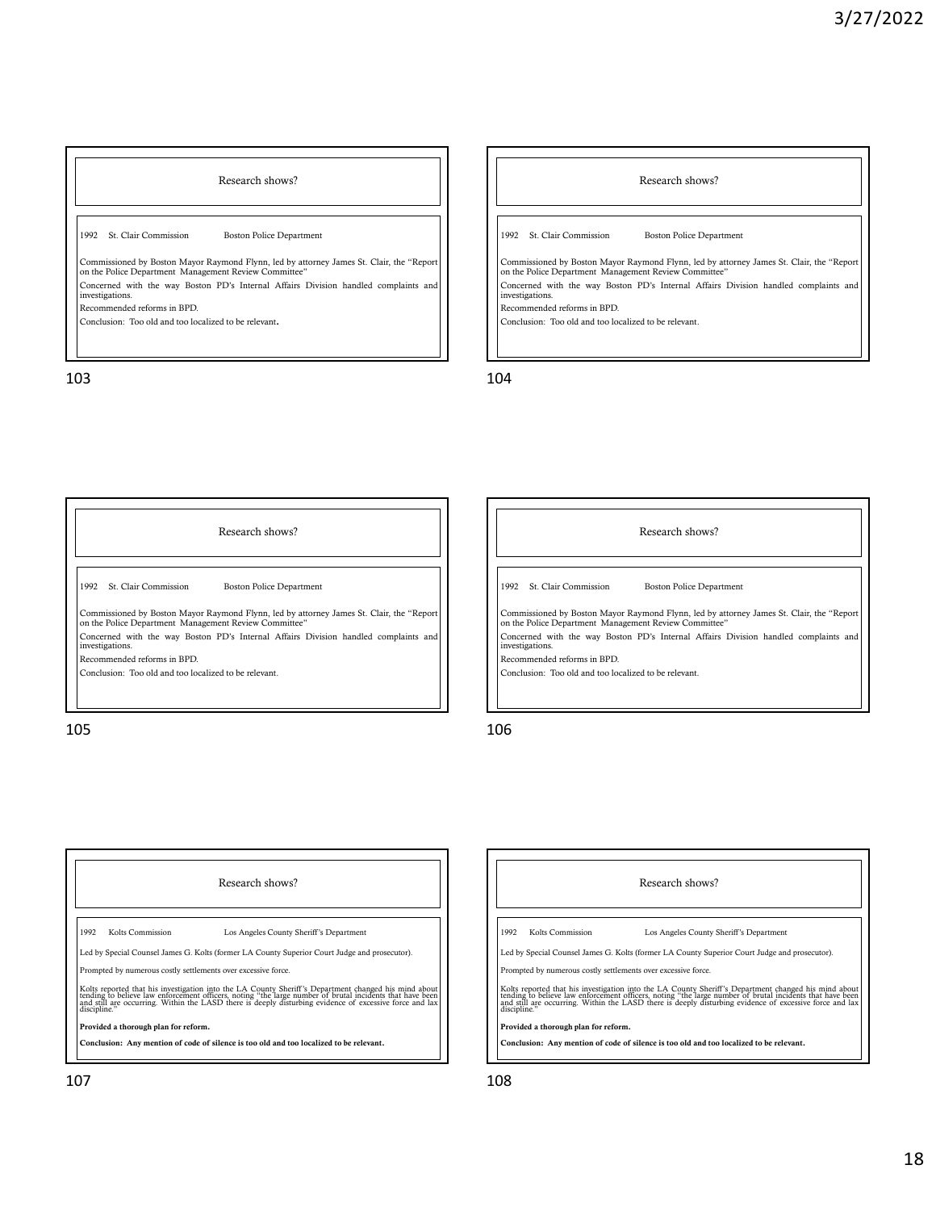## Research shows?

1992 St. Clair Commission Boston Police Department

Commissioned by Boston Mayor Raymond Flynn, led by attorney James St. Clair, the "Report on the Police Department Management Review Committee"

Concerned with the way Boston PD's Internal Affairs Division handled complaints and investigations.

Recommended reforms in BPD.

Conclusion: Too old and too localized to be relevant.

## Research shows?

1992 St. Clair Commission Boston Police Department

Commissioned by Boston Mayor Raymond Flynn, led by attorney James St. Clair, the "Report on the Police Department Management Review Committee"

Concerned with the way Boston PD's Internal Affairs Division handled complaints and investigations.

Recommended reforms in BPD.

Conclusion: Too old and too localized to be relevant.

## Research shows?

1992 St. Clair Commission Boston Police Department

Commissioned by Boston Mayor Raymond Flynn, led by attorney James St. Clair, the "Report on the Police Department Management Review Committee"

Concerned with the way Boston PD's Internal Affairs Division handled complaints and investigations.

Recommended reforms in BPD.

Conclusion: Too old and too localized to be relevant.

## Research shows?

1992 St. Clair Commission Boston Police Department

Commissioned by Boston Mayor Raymond Flynn, led by attorney James St. Clair, the "Report on the Police Department Management Review Committee"

Concerned with the way Boston PD's Internal Affairs Division handled complaints and investigations.

Recommended reforms in BPD.

Conclusion: Too old and too localized to be relevant.

## Research shows?

1992 Kolts Commission Los Angeles County Sheriff's Department

Led by Special Counsel James G. Kolts (former LA County Superior Court Judge and prosecutor).

Prompted by numerous costly settlements over excessive force.

Kolts reported that his investigation into the LA County Sheriff's Department changed his mind about tending to believe law enforcement officers, noting "the large number of brutal incidents that have been and still are occurring. Within the LASD there is deeply disturbing evidence of excessive force and lax discipline."

**Provided a thorough plan for reform.**

**Conclusion: Any mention of code of silence is too old and too localized to be relevant.**

## Research shows?

1992 Kolts Commission Los Angeles County Sheriff's Department

Led by Special Counsel James G. Kolts (former LA County Superior Court Judge and prosecutor).

Prompted by numerous costly settlements over excessive force.

Kolts reported that his investigation into the LA County Sheriff's Department changed his mind about tending to believe law enforcement officers, noting "the large number of brutal incidents that have been and still are occurring. Within the LASD there is deeply disturbing evidence of excessive force and lax discipline."

**Provided a thorough plan for reform.**

**Conclusion: Any mention of code of silence is too old and too localized to be relevant.**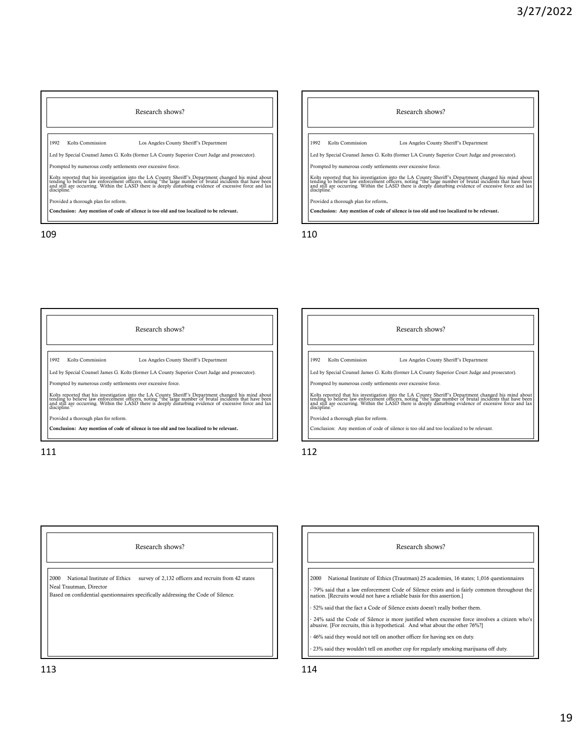## Research shows?

1992 Kolts Commission Los Angeles County Sheriff's Department

Led by Special Counsel James G. Kolts (former LA County Superior Court Judge and prosecutor).

Prompted by numerous costly settlements over excessive force.

Kolts reported that his investigation into the LA County Sheriff's Department changed his mind about tending to believe law enforcement officers, noting "the large number of brutal incidents that have been and still are occurring. Within the LASD there is deeply disturbing evidence of excessive force and lax discipline."

Provided a thorough plan for reform.

**Conclusion: Any mention of code of silence is too old and too localized to be relevant.**

## Research shows?

1992 Kolts Commission Los Angeles County Sheriff's Department

Led by Special Counsel James G. Kolts (former LA County Superior Court Judge and prosecutor).

Prompted by numerous costly settlements over excessive force.

Kolts reported that his investigation into the LA County Sheriff's Department changed his mind about tending to believe law enforcement officers, noting "the large number of brutal incidents that have been and still are occurring. Within the LASD there is deeply disturbing evidence of excessive force and lax discipline."

Provided a thorough plan for reform.

**Conclusion: Any mention of code of silence is too old and too localized to be relevant.**

## Research shows?

1992 Kolts Commission Los Angeles County Sheriff's Department

Led by Special Counsel James G. Kolts (former LA County Superior Court Judge and prosecutor).

Prompted by numerous costly settlements over excessive force.

Kolts reported that his investigation into the LA County Sheriff's Department changed his mind about tending to believe law enforcement officers, noting "the large number of brutal incidents that have been and still are occurring. Within the LASD there is deeply disturbing evidence of excessive force and lax discipline."

Provided a thorough plan for reform.

**Conclusion: Any mention of code of silence is too old and too localized to be relevant.**

## Research shows?

1992 Kolts Commission Los Angeles County Sheriff's Department

Led by Special Counsel James G. Kolts (former LA County Superior Court Judge and prosecutor).

Prompted by numerous costly settlements over excessive force.

Kolts reported that his investigation into the LA County Sheriff's Department changed his mind about tending to believe law enforcement officers, noting "the large number of brutal incidents that have been and still are occurring. Within the LASD there is deeply disturbing evidence of excessive force and lax discipline."

Provided a thorough plan for reform.

Conclusion: Any mention of code of silence is too old and too localized to be relevant.

## Research shows?

2000 National Institute of Ethics survey of 2,132 officers and recruits from 42 states

Neal Trautman, Director

Based on confidential questionnaires specifically addressing the Code of Silence.

## Research shows?

2000 National Institute of Ethics (Trautman) 25 academies, 16 states; 1,016 questionnaires

- 79% said that a law enforcement Code of Silence exists and is fairly common throughout the nation. [Recruits would not have a reliable basis for this assertion.]
- 52% said that the fact a Code of Silence exists doesn't really bother them.
- 24% said the Code of Silence is more justified when excessive force involves a citizen who's abusive. [For recruits, this is hypothetical. And what about the other 76%?]
- 46% said they would not tell on another officer for having sex on duty.
- 23% said they wouldn't tell on another cop for regularly smoking marijuana off duty.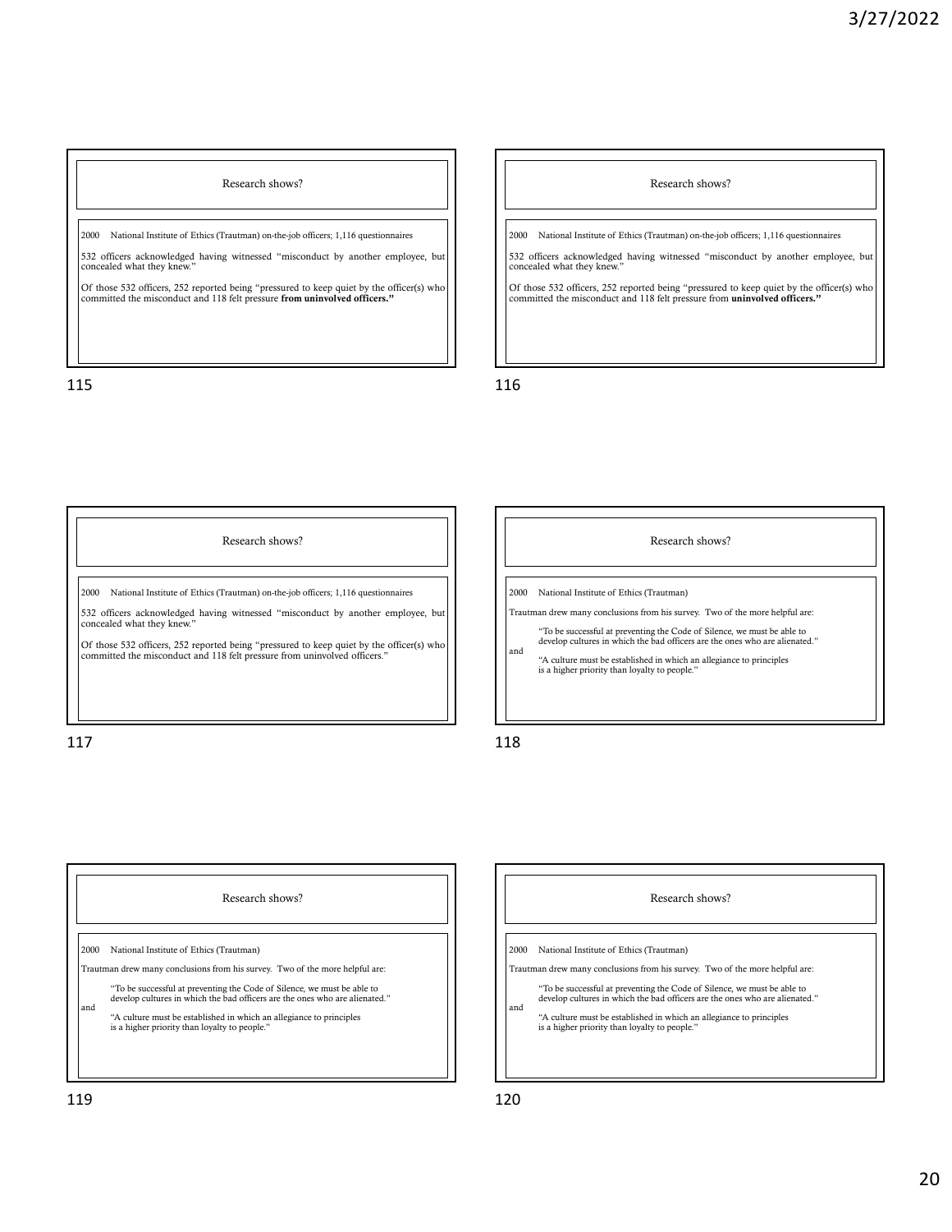## Research shows?

2000 National Institute of Ethics (Trautman) on-the-job officers; 1,116 questionnaires

532 officers acknowledged having witnessed "misconduct by another employee, but concealed what they knew."

Of those 532 officers, 252 reported being "pressured to keep quiet by the officer(s) who committed the misconduct and 118 felt pressure **from uninvolved officers."**

115

## Research shows?

2000 National Institute of Ethics (Trautman) on-the-job officers; 1,116 questionnaires

532 officers acknowledged having witnessed "misconduct by another employee, but concealed what they knew."

Of those 532 officers, 252 reported being "pressured to keep quiet by the officer(s) who committed the misconduct and 118 felt pressure from **uninvolved officers."**

116

## Research shows?

2000 National Institute of Ethics (Trautman) on-the-job officers; 1,116 questionnaires

532 officers acknowledged having witnessed "misconduct by another employee, but concealed what they knew."

Of those 532 officers, 252 reported being "pressured to keep quiet by the officer(s) who committed the misconduct and 118 felt pressure from uninvolved officers."

117

## Research shows?

2000 National Institute of Ethics (Trautman)

Trautman drew many conclusions from his survey. Two of the more helpful are:

> "To be successful at preventing the Code of Silence, we must be able to develop cultures in which the bad officers are the ones who are alienated."

and

> "A culture must be established in which an allegiance to principles is a higher priority than loyalty to people."

118

## Research shows?

2000 National Institute of Ethics (Trautman)

Trautman drew many conclusions from his survey. Two of the more helpful are:

> "To be successful at preventing the Code of Silence, we must be able to develop cultures in which the bad officers are the ones who are alienated."

and

> "A culture must be established in which an allegiance to principles is a higher priority than loyalty to people."

119

## Research shows?

2000 National Institute of Ethics (Trautman)

Trautman drew many conclusions from his survey. Two of the more helpful are:

> "To be successful at preventing the Code of Silence, we must be able to develop cultures in which the bad officers are the ones who are alienated."

and

> "A culture must be established in which an allegiance to principles is a higher priority than loyalty to people."

120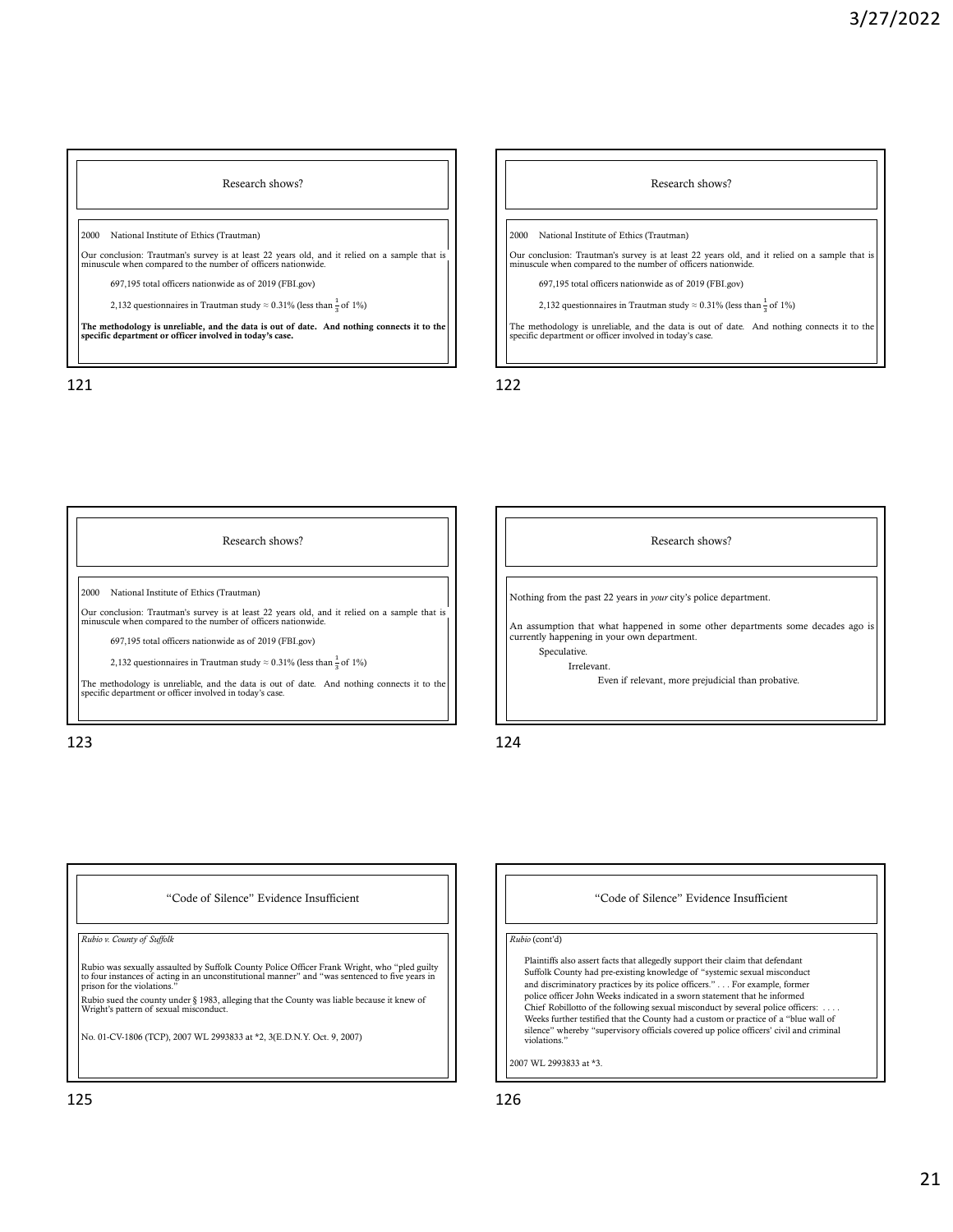## Research shows?

2000 National Institute of Ethics (Trautman)

Our conclusion: Trautman's survey is at least 22 years old, and it relied on a sample that is minuscule when compared to the number of officers nationwide.

697,195 total officers nationwide as of 2019 (FBI.gov)

2,132 questionnaires in Trautman study ≈ 0.31% (less than $\frac{1}{3}$ of 1%)

**The methodology is unreliable, and the data is out of date. And nothing connects it to the specific department or officer involved in today's case.**

## Research shows?

2000 National Institute of Ethics (Trautman)

Our conclusion: Trautman's survey is at least 22 years old, and it relied on a sample that is minuscule when compared to the number of officers nationwide.

697,195 total officers nationwide as of 2019 (FBI.gov)

2,132 questionnaires in Trautman study ≈ 0.31% (less than $\frac{1}{3}$ of 1%)

The methodology is unreliable, and the data is out of date. And nothing connects it to the specific department or officer involved in today's case.

## Research shows?

2000 National Institute of Ethics (Trautman)

Our conclusion: Trautman's survey is at least 22 years old, and it relied on a sample that is minuscule when compared to the number of officers nationwide.

697,195 total officers nationwide as of 2019 (FBI.gov)

2,132 questionnaires in Trautman study ≈ 0.31% (less than $\frac{1}{3}$ of 1%)

The methodology is unreliable, and the data is out of date. And nothing connects it to the specific department or officer involved in today's case.

## Research shows?

Nothing from the past 22 years in *your* city's police department.

An assumption that what happened in some other departments some decades ago is currently happening in your own department.

- Speculative.
  - Irrelevant.
    - Even if relevant, more prejudicial than probative.

## "Code of Silence" Evidence Insufficient

*Rubio v. County of Suffolk*

Rubio was sexually assaulted by Suffolk County Police Officer Frank Wright, who "pled guilty to four instances of acting in an unconstitutional manner" and "was sentenced to five years in prison for the violations."

Rubio sued the county under § 1983, alleging that the County was liable because it knew of Wright's pattern of sexual misconduct.

No. 01-CV-1806 (TCP), 2007 WL 2993833 at *2, 3(E.D.N.Y. Oct. 9, 2007)

## "Code of Silence" Evidence Insufficient

*Rubio* (cont'd)

> Plaintiffs also assert facts that allegedly support their claim that defendant Suffolk County had pre-existing knowledge of "systemic sexual misconduct and discriminatory practices by its police officers." . . . For example, former police officer John Weeks indicated in a sworn statement that he informed Chief Robillotto of the following sexual misconduct by several police officers: . . . . Weeks further testified that the County had a custom or practice of a "blue wall of silence" whereby "supervisory officials covered up police officers' civil and criminal violations."

2007 WL 2993833 at *3.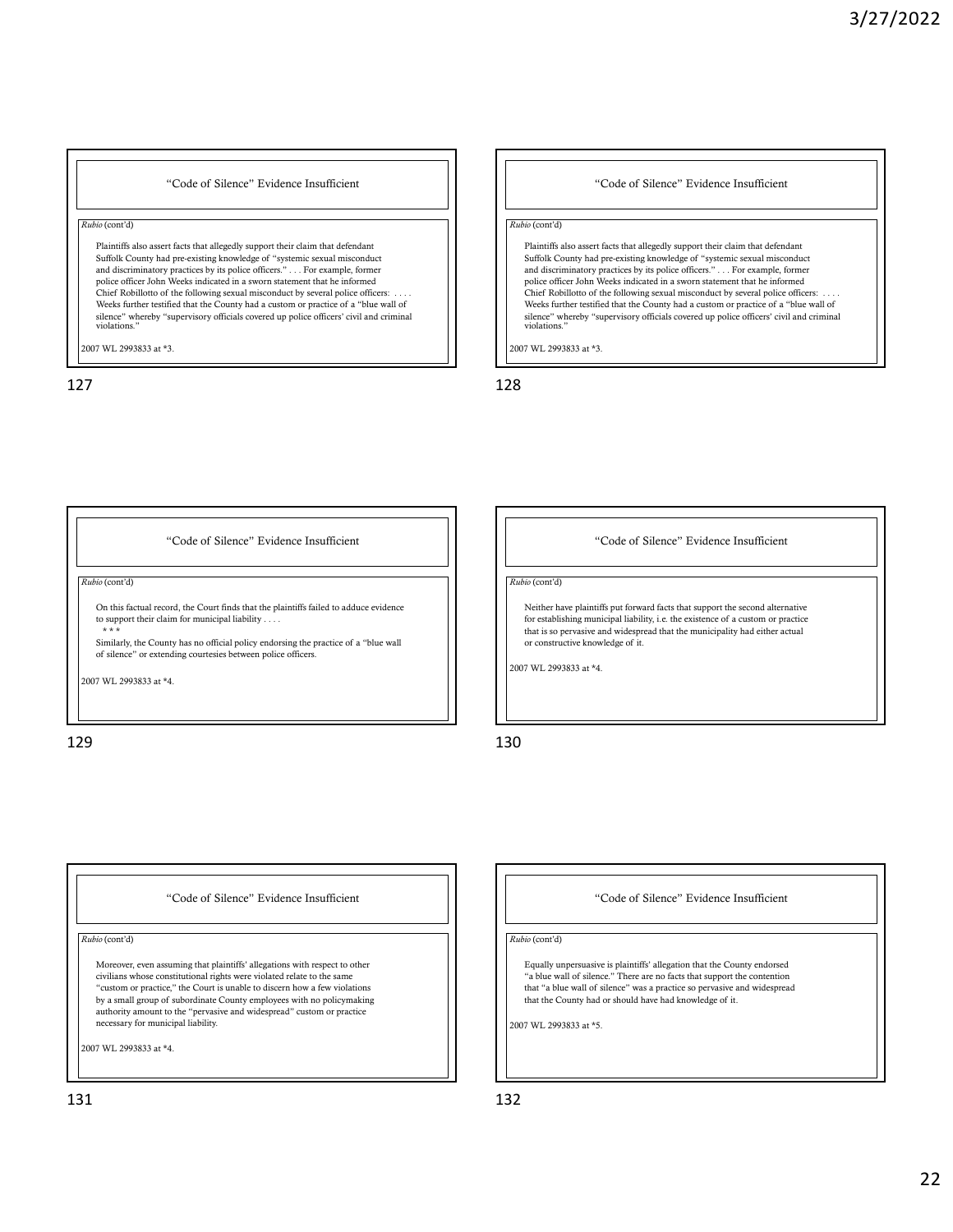## "Code of Silence" Evidence Insufficient

*Rubio* (cont'd)

Plaintiffs also assert facts that allegedly support their claim that defendant Suffolk County had pre-existing knowledge of "systemic sexual misconduct and discriminatory practices by its police officers." . . . For example, former police officer John Weeks indicated in a sworn statement that he informed Chief Robillotto of the following sexual misconduct by several police officers: . . . . Weeks further testified that the County had a custom or practice of a "blue wall of silence" whereby "supervisory officials covered up police officers' civil and criminal violations."

2007 WL 2993833 at *3.

## "Code of Silence" Evidence Insufficient

*Rubio* (cont'd)

Plaintiffs also assert facts that allegedly support their claim that defendant Suffolk County had pre-existing knowledge of "systemic sexual misconduct and discriminatory practices by its police officers." . . . For example, former police officer John Weeks indicated in a sworn statement that he informed Chief Robillotto of the following sexual misconduct by several police officers: . . . . Weeks further testified that the County had a custom or practice of a "blue wall of silence" whereby "supervisory officials covered up police officers' civil and criminal violations."

2007 WL 2993833 at *3.

## "Code of Silence" Evidence Insufficient

*Rubio* (cont'd)

On this factual record, the Court finds that the plaintiffs failed to adduce evidence to support their claim for municipal liability . . . .

\* \* \*

Similarly, the County has no official policy endorsing the practice of a "blue wall of silence" or extending courtesies between police officers.

2007 WL 2993833 at *4.

## "Code of Silence" Evidence Insufficient

*Rubio* (cont'd)

Neither have plaintiffs put forward facts that support the second alternative for establishing municipal liability, i.e. the existence of a custom or practice that is so pervasive and widespread that the municipality had either actual or constructive knowledge of it.

2007 WL 2993833 at *4.

## "Code of Silence" Evidence Insufficient

*Rubio* (cont'd)

Moreover, even assuming that plaintiffs' allegations with respect to other civilians whose constitutional rights were violated relate to the same "custom or practice," the Court is unable to discern how a few violations by a small group of subordinate County employees with no policymaking authority amount to the "pervasive and widespread" custom or practice necessary for municipal liability.

2007 WL 2993833 at *4.

## "Code of Silence" Evidence Insufficient

*Rubio* (cont'd)

Equally unpersuasive is plaintiffs' allegation that the County endorsed "a blue wall of silence." There are no facts that support the contention that "a blue wall of silence" was a practice so pervasive and widespread that the County had or should have had knowledge of it.

2007 WL 2993833 at *5.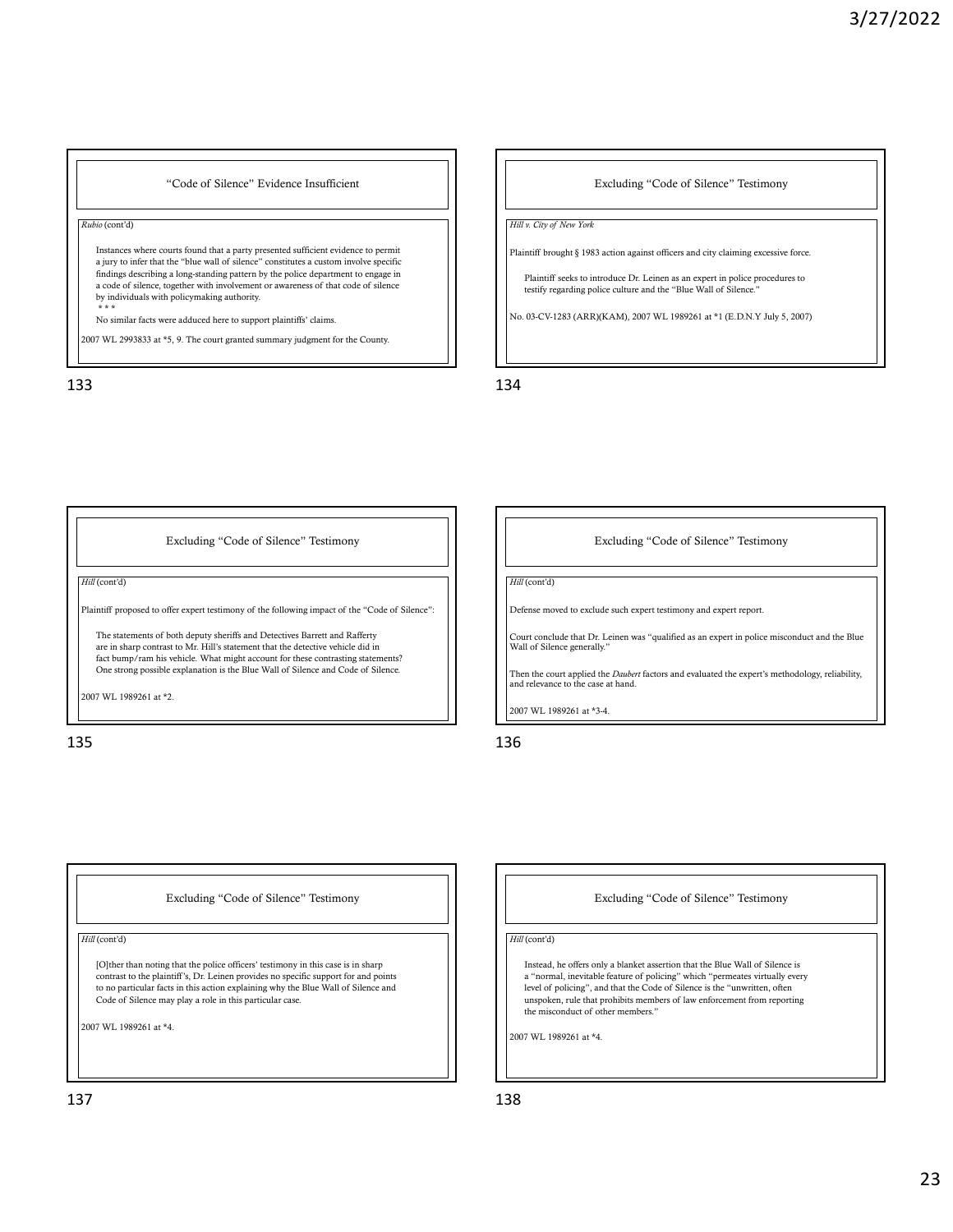## "Code of Silence" Evidence Insufficient

*Rubio* (cont'd)

> Instances where courts found that a party presented sufficient evidence to permit a jury to infer that the "blue wall of silence" constitutes a custom involve specific findings describing a long-standing pattern by the police department to engage in a code of silence, together with involvement or awareness of that code of silence by individuals with policymaking authority.
>
> \* \* \*
>
> No similar facts were adduced here to support plaintiffs' claims.

2007 WL 2993833 at *5, 9. The court granted summary judgment for the County.

## Excluding "Code of Silence" Testimony

*Hill v. City of New York*

Plaintiff brought § 1983 action against officers and city claiming excessive force.

> Plaintiff seeks to introduce Dr. Leinen as an expert in police procedures to testify regarding police culture and the "Blue Wall of Silence."

No. 03-CV-1283 (ARR)(KAM), 2007 WL 1989261 at *1 (E.D.N.Y July 5, 2007)

## Excluding "Code of Silence" Testimony

*Hill* (cont'd)

Plaintiff proposed to offer expert testimony of the following impact of the "Code of Silence":

> The statements of both deputy sheriffs and Detectives Barrett and Rafferty are in sharp contrast to Mr. Hill's statement that the detective vehicle did in fact bump/ram his vehicle. What might account for these contrasting statements? One strong possible explanation is the Blue Wall of Silence and Code of Silence.

2007 WL 1989261 at *2.

## Excluding "Code of Silence" Testimony

*Hill* (cont'd)

Defense moved to exclude such expert testimony and expert report.

Court conclude that Dr. Leinen was "qualified as an expert in police misconduct and the Blue Wall of Silence generally."

Then the court applied the *Daubert* factors and evaluated the expert's methodology, reliability, and relevance to the case at hand.

2007 WL 1989261 at *3-4.

## Excluding "Code of Silence" Testimony

*Hill* (cont'd)

> [O]ther than noting that the police officers' testimony in this case is in sharp contrast to the plaintiff's, Dr. Leinen provides no specific support for and points to no particular facts in this action explaining why the Blue Wall of Silence and Code of Silence may play a role in this particular case.

2007 WL 1989261 at *4.

## Excluding "Code of Silence" Testimony

*Hill* (cont'd)

> Instead, he offers only a blanket assertion that the Blue Wall of Silence is a "normal, inevitable feature of policing" which "permeates virtually every level of policing", and that the Code of Silence is the "unwritten, often unspoken, rule that prohibits members of law enforcement from reporting the misconduct of other members."

2007 WL 1989261 at *4.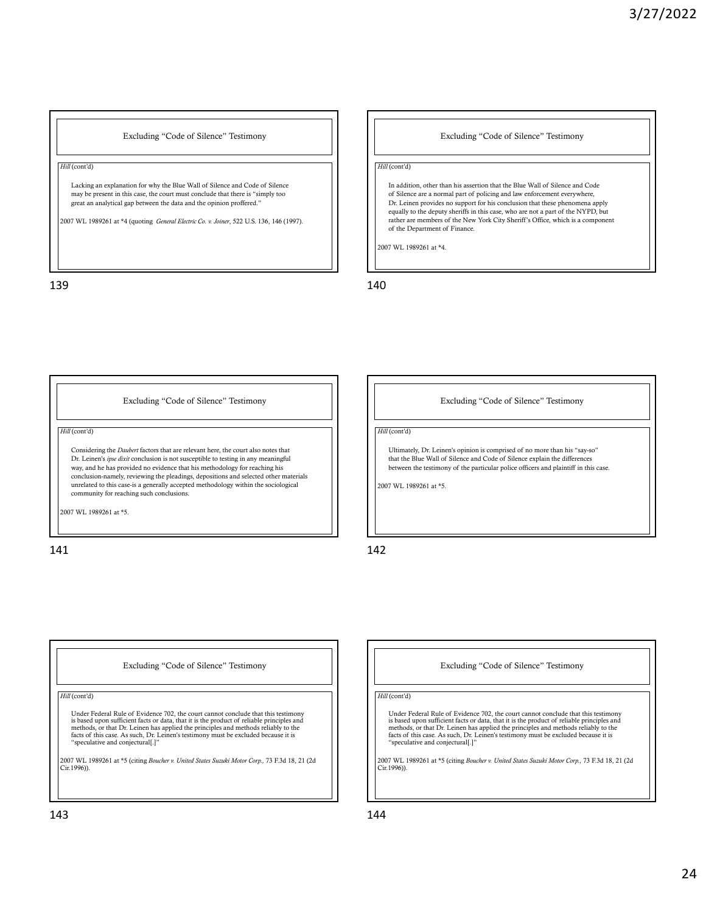## Excluding "Code of Silence" Testimony

*Hill* (cont'd)

Lacking an explanation for why the Blue Wall of Silence and Code of Silence may be present in this case, the court must conclude that there is "simply too great an analytical gap between the data and the opinion proffered."

2007 WL 1989261 at *4 (quoting *General Electric Co. v. Joiner*, 522 U.S. 136, 146 (1997).

## Excluding "Code of Silence" Testimony

*Hill* (cont'd)

In addition, other than his assertion that the Blue Wall of Silence and Code of Silence are a normal part of policing and law enforcement everywhere, Dr. Leinen provides no support for his conclusion that these phenomena apply equally to the deputy sheriffs in this case, who are not a part of the NYPD, but rather are members of the New York City Sheriff's Office, which is a component of the Department of Finance.

2007 WL 1989261 at *4.

## Excluding "Code of Silence" Testimony

*Hill* (cont'd)

Considering the *Daubert* factors that are relevant here, the court also notes that Dr. Leinen's *ipse dixit* conclusion is not susceptible to testing in any meaningful way, and he has provided no evidence that his methodology for reaching his conclusion-namely, reviewing the pleadings, depositions and selected other materials unrelated to this case-is a generally accepted methodology within the sociological community for reaching such conclusions.

2007 WL 1989261 at *5.

## Excluding "Code of Silence" Testimony

*Hill* (cont'd)

Ultimately, Dr. Leinen's opinion is comprised of no more than his "say-so" that the Blue Wall of Silence and Code of Silence explain the differences between the testimony of the particular police officers and plaintiff in this case.

2007 WL 1989261 at *5.

## Excluding "Code of Silence" Testimony

*Hill* (cont'd)

Under Federal Rule of Evidence 702, the court cannot conclude that this testimony is based upon sufficient facts or data, that it is the product of reliable principles and methods, or that Dr. Leinen has applied the principles and methods reliably to the facts of this case. As such, Dr. Leinen's testimony must be excluded because it is "speculative and conjectural[.]"

2007 WL 1989261 at *5 (citing *Boucher v. United States Suzuki Motor Corp.,* 73 F.3d 18, 21 (2d Cir.1996)).

## Excluding "Code of Silence" Testimony

*Hill* (cont'd)

Under Federal Rule of Evidence 702, the court cannot conclude that this testimony is based upon sufficient facts or data, that it is the product of reliable principles and methods, or that Dr. Leinen has applied the principles and methods reliably to the facts of this case. As such, Dr. Leinen's testimony must be excluded because it is "speculative and conjectural[.]"

2007 WL 1989261 at *5 (citing *Boucher v. United States Suzuki Motor Corp.,* 73 F.3d 18, 21 (2d Cir.1996)).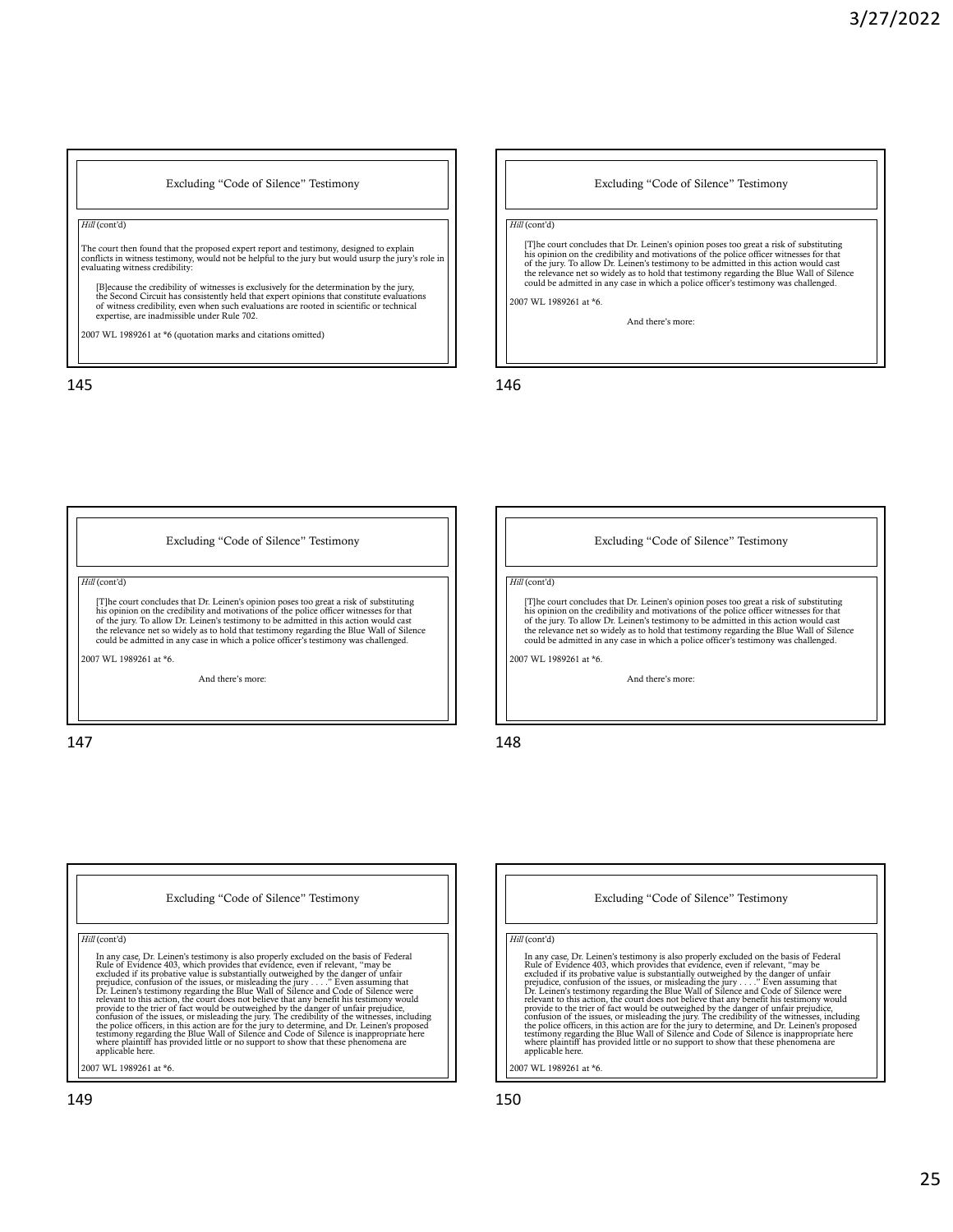## Excluding "Code of Silence" Testimony

*Hill* (cont'd)

The court then found that the proposed expert report and testimony, designed to explain conflicts in witness testimony, would not be helpful to the jury but would usurp the jury's role in evaluating witness credibility:

> [B]ecause the credibility of witnesses is exclusively for the determination by the jury, the Second Circuit has consistently held that expert opinions that constitute evaluations of witness credibility, even when such evaluations are rooted in scientific or technical expertise, are inadmissible under Rule 702.

2007 WL 1989261 at *6 (quotation marks and citations omitted)

## Excluding "Code of Silence" Testimony

*Hill* (cont'd)

> [T]he court concludes that Dr. Leinen's opinion poses too great a risk of substituting his opinion on the credibility and motivations of the police officer witnesses for that of the jury. To allow Dr. Leinen's testimony to be admitted in this action would cast the relevance net so widely as to hold that testimony regarding the Blue Wall of Silence could be admitted in any case in which a police officer's testimony was challenged.

2007 WL 1989261 at *6.

And there's more:

## Excluding "Code of Silence" Testimony

*Hill* (cont'd)

> [T]he court concludes that Dr. Leinen's opinion poses too great a risk of substituting his opinion on the credibility and motivations of the police officer witnesses for that of the jury. To allow Dr. Leinen's testimony to be admitted in this action would cast the relevance net so widely as to hold that testimony regarding the Blue Wall of Silence could be admitted in any case in which a police officer's testimony was challenged.

2007 WL 1989261 at *6.

And there's more:

## Excluding "Code of Silence" Testimony

*Hill* (cont'd)

> [T]he court concludes that Dr. Leinen's opinion poses too great a risk of substituting his opinion on the credibility and motivations of the police officer witnesses for that of the jury. To allow Dr. Leinen's testimony to be admitted in this action would cast the relevance net so widely as to hold that testimony regarding the Blue Wall of Silence could be admitted in any case in which a police officer's testimony was challenged.

2007 WL 1989261 at *6.

And there's more:

## Excluding "Code of Silence" Testimony

*Hill* (cont'd)

> In any case, Dr. Leinen's testimony is also properly excluded on the basis of Federal Rule of Evidence 403, which provides that evidence, even if relevant, "may be excluded if its probative value is substantially outweighed by the danger of unfair prejudice, confusion of the issues, or misleading the jury . . . ." Even assuming that Dr. Leinen's testimony regarding the Blue Wall of Silence and Code of Silence were relevant to this action, the court does not believe that any benefit his testimony would provide to the trier of fact would be outweighed by the danger of unfair prejudice, confusion of the issues, or misleading the jury. The credibility of the witnesses, including the police officers, in this action are for the jury to determine, and Dr. Leinen's proposed testimony regarding the Blue Wall of Silence and Code of Silence is inappropriate here where plaintiff has provided little or no support to show that these phenomena are applicable here.

2007 WL 1989261 at *6.

## Excluding "Code of Silence" Testimony

*Hill* (cont'd)

> In any case, Dr. Leinen's testimony is also properly excluded on the basis of Federal Rule of Evidence 403, which provides that evidence, even if relevant, "may be excluded if its probative value is substantially outweighed by the danger of unfair prejudice, confusion of the issues, or misleading the jury . . . ." Even assuming that Dr. Leinen's testimony regarding the Blue Wall of Silence and Code of Silence were relevant to this action, the court does not believe that any benefit his testimony would provide to the trier of fact would be outweighed by the danger of unfair prejudice, confusion of the issues, or misleading the jury. The credibility of the witnesses, including the police officers, in this action are for the jury to determine, and Dr. Leinen's proposed testimony regarding the Blue Wall of Silence and Code of Silence is inappropriate here where plaintiff has provided little or no support to show that these phenomena are applicable here.

2007 WL 1989261 at *6.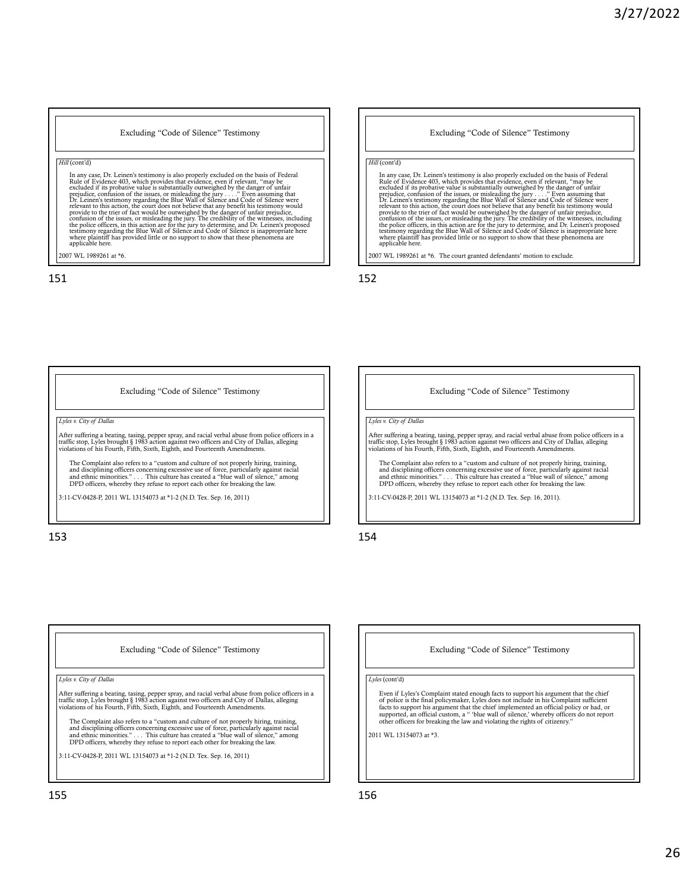## Excluding "Code of Silence" Testimony

*Hill* (cont'd)

> In any case, Dr. Leinen's testimony is also properly excluded on the basis of Federal Rule of Evidence 403, which provides that evidence, even if relevant, "may be excluded if its probative value is substantially outweighed by the danger of unfair prejudice, confusion of the issues, or misleading the jury . . . ." Even assuming that Dr. Leinen's testimony regarding the Blue Wall of Silence and Code of Silence were relevant to this action, the court does not believe that any benefit his testimony would provide to the trier of fact would be outweighed by the danger of unfair prejudice, confusion of the issues, or misleading the jury. The credibility of the witnesses, including the police officers, in this action are for the jury to determine, and Dr. Leinen's proposed testimony regarding the Blue Wall of Silence and Code of Silence is inappropriate here where plaintiff has provided little or no support to show that these phenomena are applicable here.

2007 WL 1989261 at *6.

## Excluding "Code of Silence" Testimony

*Hill* (cont'd)

> In any case, Dr. Leinen's testimony is also properly excluded on the basis of Federal Rule of Evidence 403, which provides that evidence, even if relevant, "may be excluded if its probative value is substantially outweighed by the danger of unfair prejudice, confusion of the issues, or misleading the jury . . . ." Even assuming that Dr. Leinen's testimony regarding the Blue Wall of Silence and Code of Silence were relevant to this action, the court does not believe that any benefit his testimony would provide to the trier of fact would be outweighed by the danger of unfair prejudice, confusion of the issues, or misleading the jury. The credibility of the witnesses, including the police officers, in this action are for the jury to determine, and Dr. Leinen's proposed testimony regarding the Blue Wall of Silence and Code of Silence is inappropriate here where plaintiff has provided little or no support to show that these phenomena are applicable here.

2007 WL 1989261 at *6. The court granted defendants' motion to exclude.

## Excluding "Code of Silence" Testimony

*Lyles v. City of Dallas*

After suffering a beating, tasing, pepper spray, and racial verbal abuse from police officers in a traffic stop, Lyles brought § 1983 action against two officers and City of Dallas, alleging violations of his Fourth, Fifth, Sixth, Eighth, and Fourteenth Amendments.

> The Complaint also refers to a "custom and culture of not properly hiring, training, and disciplining officers concerning excessive use of force, particularly against racial and ethnic minorities." . . . This culture has created a "blue wall of silence," among DPD officers, whereby they refuse to report each other for breaking the law.

3:11-CV-0428-P, 2011 WL 13154073 at *1-2 (N.D. Tex. Sep. 16, 2011)

## Excluding "Code of Silence" Testimony

*Lyles v. City of Dallas*

After suffering a beating, tasing, pepper spray, and racial verbal abuse from police officers in a traffic stop, Lyles brought § 1983 action against two officers and City of Dallas, alleging violations of his Fourth, Fifth, Sixth, Eighth, and Fourteenth Amendments.

> The Complaint also refers to a "custom and culture of not properly hiring, training, and disciplining officers concerning excessive use of force, particularly against racial and ethnic minorities." . . . This culture has created a "blue wall of silence," among DPD officers, whereby they refuse to report each other for breaking the law.

3:11-CV-0428-P, 2011 WL 13154073 at *1-2 (N.D. Tex. Sep. 16, 2011).

## Excluding "Code of Silence" Testimony

*Lyles v. City of Dallas*

After suffering a beating, tasing, pepper spray, and racial verbal abuse from police officers in a traffic stop, Lyles brought § 1983 action against two officers and City of Dallas, alleging violations of his Fourth, Fifth, Sixth, Eighth, and Fourteenth Amendments.

> The Complaint also refers to a "custom and culture of not properly hiring, training, and disciplining officers concerning excessive use of force, particularly against racial and ethnic minorities." . . . This culture has created a "blue wall of silence," among DPD officers, whereby they refuse to report each other for breaking the law.

3:11-CV-0428-P, 2011 WL 13154073 at *1-2 (N.D. Tex. Sep. 16, 2011)

## Excluding "Code of Silence" Testimony

*Lyles* (cont'd)

> Even if Lyles's Complaint stated enough facts to support his argument that the chief of police is the final policymaker, Lyles does not include in his Complaint sufficient facts to support his argument that the chief implemented an official policy or had, or supported, an official custom, a " 'blue wall of silence,' whereby officers do not report other officers for breaking the law and violating the rights of citizenry."

2011 WL 13154073 at *3.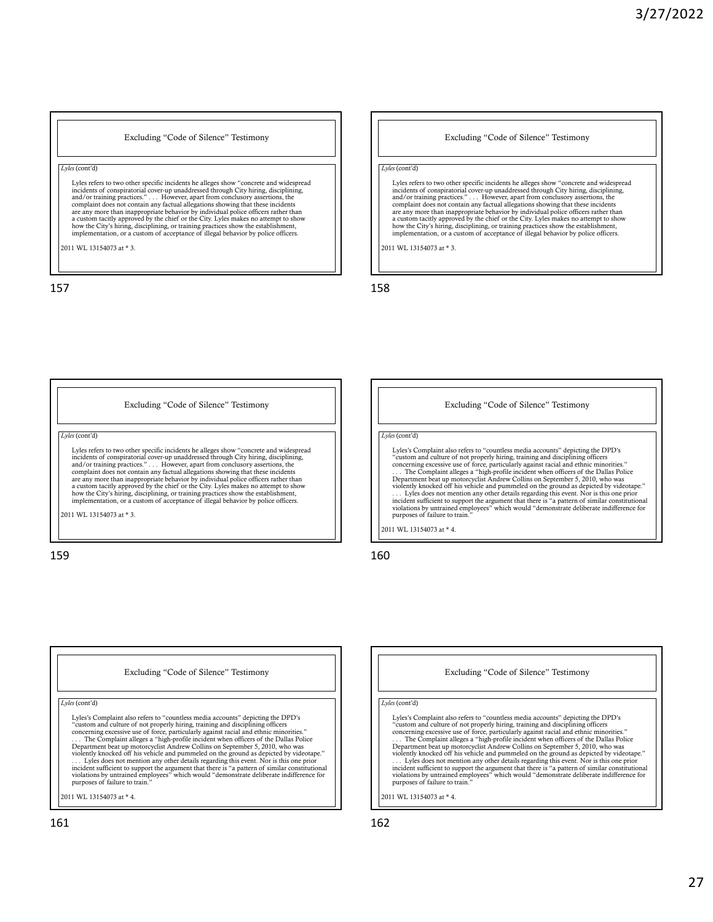## Excluding "Code of Silence" Testimony

*Lyles* (cont'd)

> Lyles refers to two other specific incidents he alleges show "concrete and widespread incidents of conspiratorial cover-up unaddressed through City hiring, disciplining, and/or training practices." . . . However, apart from conclusory assertions, the complaint does not contain any factual allegations showing that these incidents are any more than inappropriate behavior by individual police officers rather than a custom tacitly approved by the chief or the City. Lyles makes no attempt to show how the City's hiring, disciplining, or training practices show the establishment, implementation, or a custom of acceptance of illegal behavior by police officers.

2011 WL 13154073 at * 3.

## Excluding "Code of Silence" Testimony

*Lyles* (cont'd)

> Lyles refers to two other specific incidents he alleges show "concrete and widespread incidents of conspiratorial cover-up unaddressed through City hiring, disciplining, and/or training practices." . . . However, apart from conclusory assertions, the complaint does not contain any factual allegations showing that these incidents are any more than inappropriate behavior by individual police officers rather than a custom tacitly approved by the chief or the City. Lyles makes no attempt to show how the City's hiring, disciplining, or training practices show the establishment, implementation, or a custom of acceptance of illegal behavior by police officers.

2011 WL 13154073 at * 3.

## Excluding "Code of Silence" Testimony

*Lyles* (cont'd)

> Lyles refers to two other specific incidents he alleges show "concrete and widespread incidents of conspiratorial cover-up unaddressed through City hiring, disciplining, and/or training practices." . . . However, apart from conclusory assertions, the complaint does not contain any factual allegations showing that these incidents are any more than inappropriate behavior by individual police officers rather than a custom tacitly approved by the chief or the City. Lyles makes no attempt to show how the City's hiring, disciplining, or training practices show the establishment, implementation, or a custom of acceptance of illegal behavior by police officers.

2011 WL 13154073 at * 3.

## Excluding "Code of Silence" Testimony

*Lyles* (cont'd)

> Lyles's Complaint also refers to "countless media accounts" depicting the DPD's "custom and culture of not properly hiring, training and disciplining officers concerning excessive use of force, particularly against racial and ethnic minorities." . . . The Complaint alleges a "high-profile incident when officers of the Dallas Police Department beat up motorcyclist Andrew Collins on September 5, 2010, who was violently knocked off his vehicle and pummeled on the ground as depicted by videotape." . . . Lyles does not mention any other details regarding this event. Nor is this one prior incident sufficient to support the argument that there is "a pattern of similar constitutional violations by untrained employees" which would "demonstrate deliberate indifference for purposes of failure to train."

2011 WL 13154073 at * 4.

## Excluding "Code of Silence" Testimony

*Lyles* (cont'd)

> Lyles's Complaint also refers to "countless media accounts" depicting the DPD's "custom and culture of not properly hiring, training and disciplining officers concerning excessive use of force, particularly against racial and ethnic minorities." . . . The Complaint alleges a "high-profile incident when officers of the Dallas Police Department beat up motorcyclist Andrew Collins on September 5, 2010, who was violently knocked off his vehicle and pummeled on the ground as depicted by videotape." . . . Lyles does not mention any other details regarding this event. Nor is this one prior incident sufficient to support the argument that there is "a pattern of similar constitutional violations by untrained employees" which would "demonstrate deliberate indifference for purposes of failure to train."

2011 WL 13154073 at * 4.

## Excluding "Code of Silence" Testimony

*Lyles* (cont'd)

> Lyles's Complaint also refers to "countless media accounts" depicting the DPD's "custom and culture of not properly hiring, training and disciplining officers concerning excessive use of force, particularly against racial and ethnic minorities." . . . The Complaint alleges a "high-profile incident when officers of the Dallas Police Department beat up motorcyclist Andrew Collins on September 5, 2010, who was violently knocked off his vehicle and pummeled on the ground as depicted by videotape." . . . Lyles does not mention any other details regarding this event. Nor is this one prior incident sufficient to support the argument that there is "a pattern of similar constitutional violations by untrained employees" which would "demonstrate deliberate indifference for purposes of failure to train."

2011 WL 13154073 at * 4.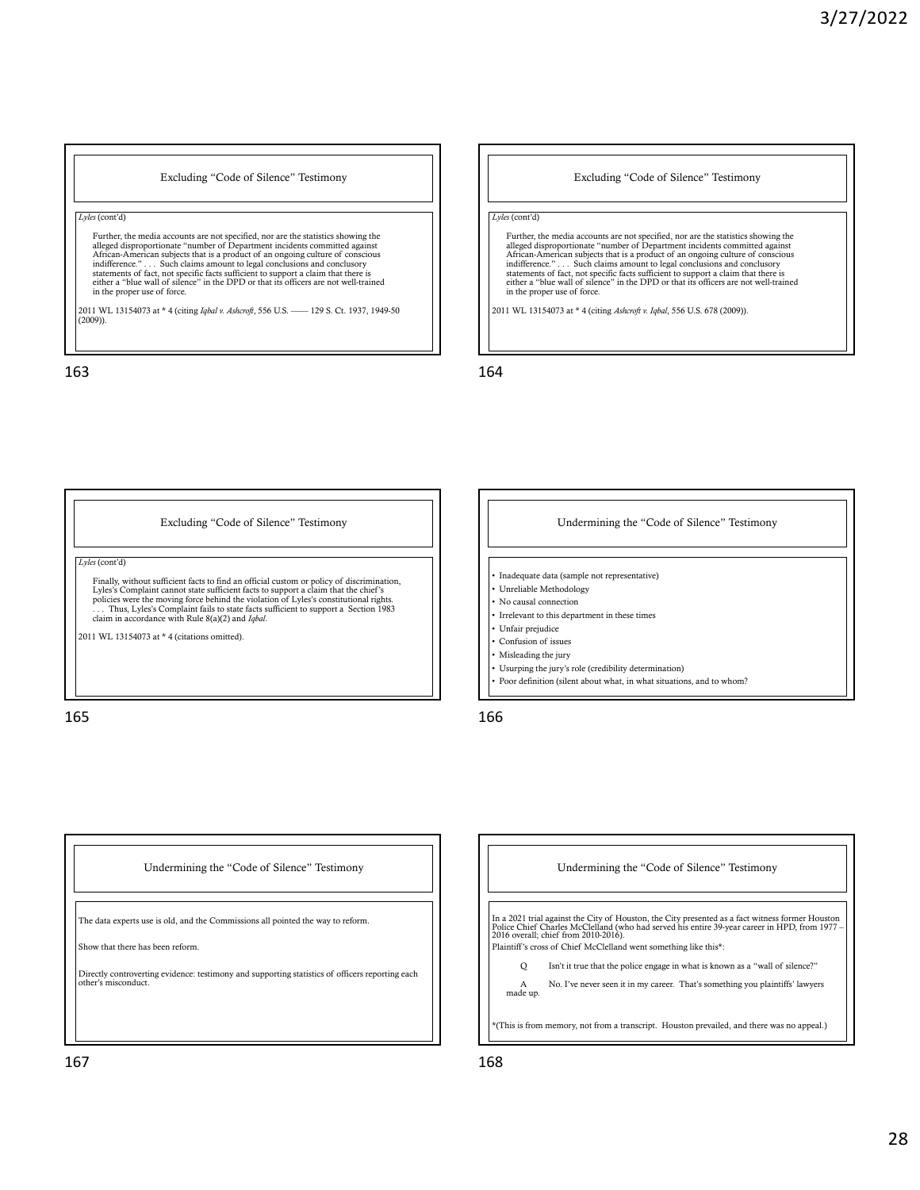## Excluding "Code of Silence" Testimony

*Lyles* (cont'd)

> Further, the media accounts are not specified, nor are the statistics showing the alleged disproportionate "number of Department incidents committed against African-American subjects that is a product of an ongoing culture of conscious indifference." . . . Such claims amount to legal conclusions and conclusory statements of fact, not specific facts sufficient to support a claim that there is either a "blue wall of silence" in the DPD or that its officers are not well-trained in the proper use of force.

2011 WL 13154073 at * 4 (citing *Iqbal v. Ashcroft*, 556 U.S. —— 129 S. Ct. 1937, 1949-50 (2009)).

## Excluding "Code of Silence" Testimony

*Lyles* (cont'd)

> Further, the media accounts are not specified, nor are the statistics showing the alleged disproportionate "number of Department incidents committed against African-American subjects that is a product of an ongoing culture of conscious indifference." . . . Such claims amount to legal conclusions and conclusory statements of fact, not specific facts sufficient to support a claim that there is either a "blue wall of silence" in the DPD or that its officers are not well-trained in the proper use of force.

2011 WL 13154073 at * 4 (citing *Ashcroft v. Iqbal*, 556 U.S. 678 (2009)).

## Excluding "Code of Silence" Testimony

*Lyles* (cont'd)

> Finally, without sufficient facts to find an official custom or policy of discrimination, Lyles's Complaint cannot state sufficient facts to support a claim that the chief's policies were the moving force behind the violation of Lyles's constitutional rights. . . . Thus, Lyles's Complaint fails to state facts sufficient to support a Section 1983 claim in accordance with Rule 8(a)(2) and *Iqbal*.

2011 WL 13154073 at * 4 (citations omitted).

## Undermining the "Code of Silence" Testimony

- Inadequate data (sample not representative)
- Unreliable Methodology
- No causal connection
- Irrelevant to this department in these times
- Unfair prejudice
- Confusion of issues
- Misleading the jury
- Usurping the jury's role (credibility determination)
- Poor definition (silent about what, in what situations, and to whom?

## Undermining the "Code of Silence" Testimony

The data experts use is old, and the Commissions all pointed the way to reform.

Show that there has been reform.

Directly controverting evidence: testimony and supporting statistics of officers reporting each other's misconduct.

## Undermining the "Code of Silence" Testimony

In a 2021 trial against the City of Houston, the City presented as a fact witness former Houston Police Chief Charles McClelland (who had served his entire 39-year career in HPD, from 1977 – 2016 overall; chief from 2010-2016).

Plaintiff's cross of Chief McClelland went something like this*:

> Q Isn't it true that the police engage in what is known as a "wall of silence?"
>
> A No. I've never seen it in my career. That's something you plaintiffs' lawyers made up.

*(This is from memory, not from a transcript. Houston prevailed, and there was no appeal.)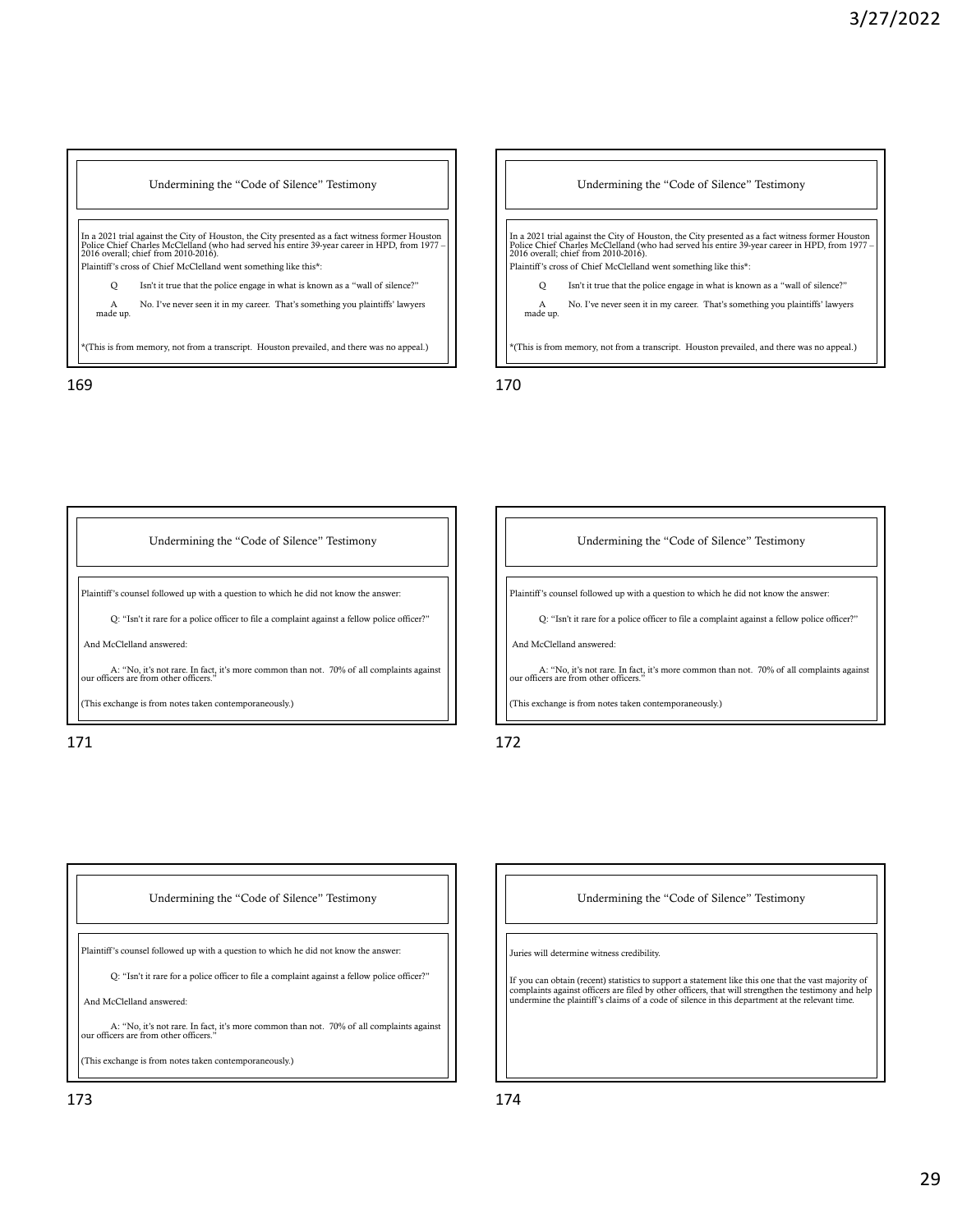## Undermining the "Code of Silence" Testimony

In a 2021 trial against the City of Houston, the City presented as a fact witness former Houston Police Chief Charles McClelland (who had served his entire 39-year career in HPD, from 1977 – 2016 overall; chief from 2010-2016).

Plaintiff's cross of Chief McClelland went something like this*:

Q Isn't it true that the police engage in what is known as a "wall of silence?"

A No. I've never seen it in my career. That's something you plaintiffs' lawyers made up.

*(This is from memory, not from a transcript. Houston prevailed, and there was no appeal.)

## Undermining the "Code of Silence" Testimony

In a 2021 trial against the City of Houston, the City presented as a fact witness former Houston Police Chief Charles McClelland (who had served his entire 39-year career in HPD, from 1977 – 2016 overall; chief from 2010-2016).

Plaintiff's cross of Chief McClelland went something like this*:

Q Isn't it true that the police engage in what is known as a "wall of silence?"

A No. I've never seen it in my career. That's something you plaintiffs' lawyers made up.

*(This is from memory, not from a transcript. Houston prevailed, and there was no appeal.)

## Undermining the "Code of Silence" Testimony

Plaintiff's counsel followed up with a question to which he did not know the answer:

Q: "Isn't it rare for a police officer to file a complaint against a fellow police officer?"

And McClelland answered:

A: "No, it's not rare. In fact, it's more common than not. 70% of all complaints against our officers are from other officers."

(This exchange is from notes taken contemporaneously.)

## Undermining the "Code of Silence" Testimony

Plaintiff's counsel followed up with a question to which he did not know the answer:

Q: "Isn't it rare for a police officer to file a complaint against a fellow police officer?"

And McClelland answered:

A: "No, it's not rare. In fact, it's more common than not. 70% of all complaints against our officers are from other officers."

(This exchange is from notes taken contemporaneously.)

## Undermining the "Code of Silence" Testimony

Plaintiff's counsel followed up with a question to which he did not know the answer:

Q: "Isn't it rare for a police officer to file a complaint against a fellow police officer?"

And McClelland answered:

A: "No, it's not rare. In fact, it's more common than not. 70% of all complaints against our officers are from other officers."

(This exchange is from notes taken contemporaneously.)

## Undermining the "Code of Silence" Testimony

Juries will determine witness credibility.

If you can obtain (recent) statistics to support a statement like this one that the vast majority of complaints against officers are filed by other officers, that will strengthen the testimony and help undermine the plaintiff's claims of a code of silence in this department at the relevant time.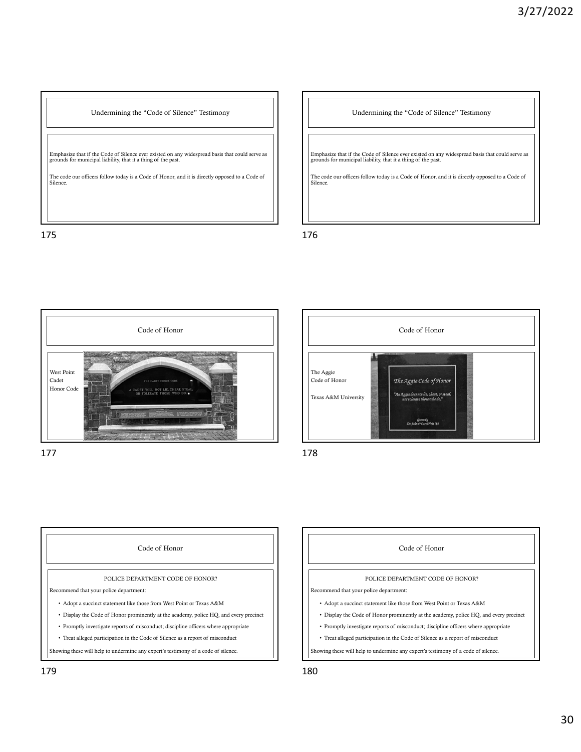## Undermining the "Code of Silence" Testimony

Emphasize that if the Code of Silence ever existed on any widespread basis that could serve as grounds for municipal liability, that it a thing of the past.

The code our officers follow today is a Code of Honor, and it is directly opposed to a Code of Silence.

## Undermining the "Code of Silence" Testimony

Emphasize that if the Code of Silence ever existed on any widespread basis that could serve as grounds for municipal liability, that it a thing of the past.

The code our officers follow today is a Code of Honor, and it is directly opposed to a Code of Silence.

## Code of Honor

West Point Cadet Honor Code

THE CADET HONOR CODE

A CADET WILL NOT LIE, CHEAT, STEAL, OR TOLERATE THOSE WHO DO.

## Code of Honor

The Aggie Code of Honor

Texas A&M University

*The Aggie Code of Honor*

*"An Aggie does not lie, cheat, or steal, nor tolerate those who do."*

*Given by Dr. John & Carol Heit '43*

## Code of Honor

POLICE DEPARTMENT CODE OF HONOR?

Recommend that your police department:

- Adopt a succinct statement like those from West Point or Texas A&M
- Display the Code of Honor prominently at the academy, police HQ, and every precinct
- Promptly investigate reports of misconduct; discipline officers where appropriate
- Treat alleged participation in the Code of Silence as a report of misconduct

Showing these will help to undermine any expert's testimony of a code of silence.

## Code of Honor

POLICE DEPARTMENT CODE OF HONOR?

Recommend that your police department:

- Adopt a succinct statement like those from West Point or Texas A&M
- Display the Code of Honor prominently at the academy, police HQ, and every precinct
- Promptly investigate reports of misconduct; discipline officers where appropriate
- Treat alleged participation in the Code of Silence as a report of misconduct

Showing these will help to undermine any expert's testimony of a code of silence.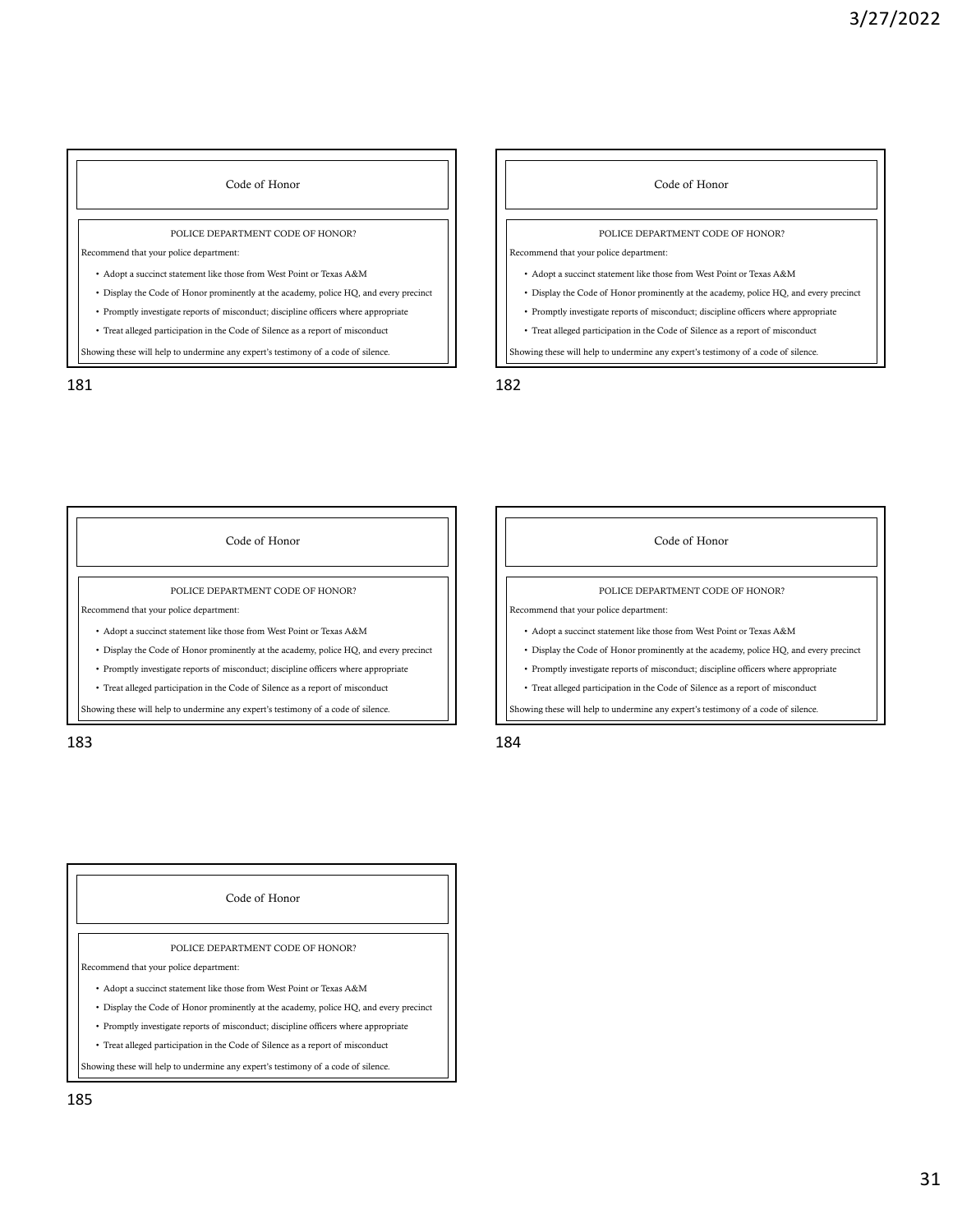## Code of Honor

POLICE DEPARTMENT CODE OF HONOR?

Recommend that your police department:

- Adopt a succinct statement like those from West Point or Texas A&M
- Display the Code of Honor prominently at the academy, police HQ, and every precinct
- Promptly investigate reports of misconduct; discipline officers where appropriate
- Treat alleged participation in the Code of Silence as a report of misconduct

Showing these will help to undermine any expert's testimony of a code of silence.

181

## Code of Honor

POLICE DEPARTMENT CODE OF HONOR?

Recommend that your police department:

- Adopt a succinct statement like those from West Point or Texas A&M
- Display the Code of Honor prominently at the academy, police HQ, and every precinct
- Promptly investigate reports of misconduct; discipline officers where appropriate
- Treat alleged participation in the Code of Silence as a report of misconduct

Showing these will help to undermine any expert's testimony of a code of silence.

182

## Code of Honor

POLICE DEPARTMENT CODE OF HONOR?

Recommend that your police department:

- Adopt a succinct statement like those from West Point or Texas A&M
- Display the Code of Honor prominently at the academy, police HQ, and every precinct
- Promptly investigate reports of misconduct; discipline officers where appropriate
- Treat alleged participation in the Code of Silence as a report of misconduct

Showing these will help to undermine any expert's testimony of a code of silence.

183

## Code of Honor

POLICE DEPARTMENT CODE OF HONOR?

Recommend that your police department:

- Adopt a succinct statement like those from West Point or Texas A&M
- Display the Code of Honor prominently at the academy, police HQ, and every precinct
- Promptly investigate reports of misconduct; discipline officers where appropriate
- Treat alleged participation in the Code of Silence as a report of misconduct

Showing these will help to undermine any expert's testimony of a code of silence.

184

## Code of Honor

POLICE DEPARTMENT CODE OF HONOR?

Recommend that your police department:

- Adopt a succinct statement like those from West Point or Texas A&M
- Display the Code of Honor prominently at the academy, police HQ, and every precinct
- Promptly investigate reports of misconduct; discipline officers where appropriate
- Treat alleged participation in the Code of Silence as a report of misconduct

Showing these will help to undermine any expert's testimony of a code of silence.

185